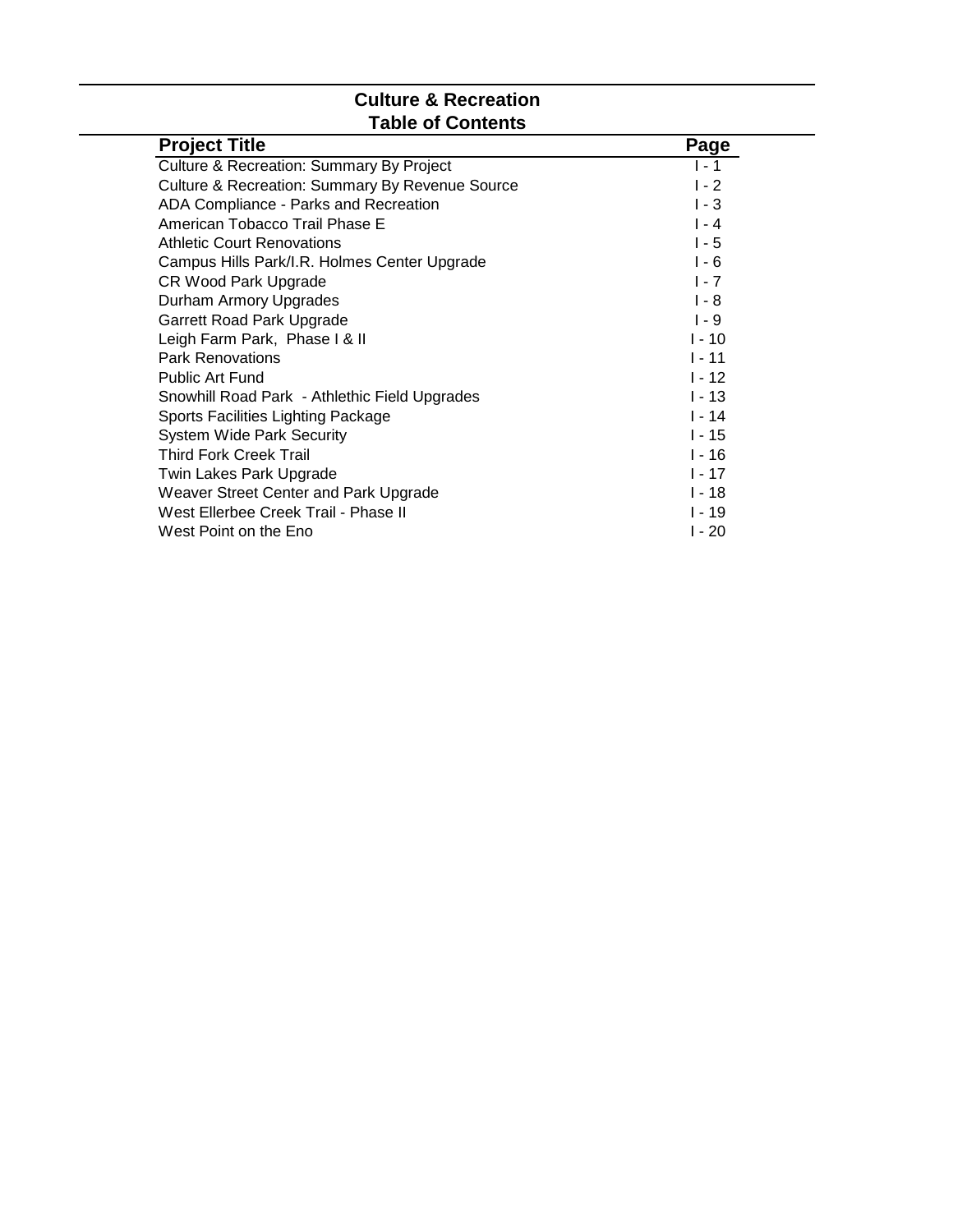# Culture & Recreation
## Table of Contents

| Project Title | Page |
|---|---|
| Culture & Recreation: Summary By Project | I - 1 |
| Culture & Recreation: Summary By Revenue Source | I - 2 |
| ADA Compliance - Parks and Recreation | I - 3 |
| American Tobacco Trail Phase E | I - 4 |
| Athletic Court Renovations | I - 5 |
| Campus Hills Park/I.R. Holmes Center Upgrade | I - 6 |
| CR Wood Park Upgrade | I - 7 |
| Durham Armory Upgrades | I - 8 |
| Garrett Road Park Upgrade | I - 9 |
| Leigh Farm Park, Phase I & II | I - 10 |
| Park Renovations | I - 11 |
| Public Art Fund | I - 12 |
| Snowhill Road Park - Athlethic Field Upgrades | I - 13 |
| Sports Facilities Lighting Package | I - 14 |
| System Wide Park Security | I - 15 |
| Third Fork Creek Trail | I - 16 |
| Twin Lakes Park Upgrade | I - 17 |
| Weaver Street Center and Park Upgrade | I - 18 |
| West Ellerbee Creek Trail - Phase II | I - 19 |
| West Point on the Eno | I - 20 |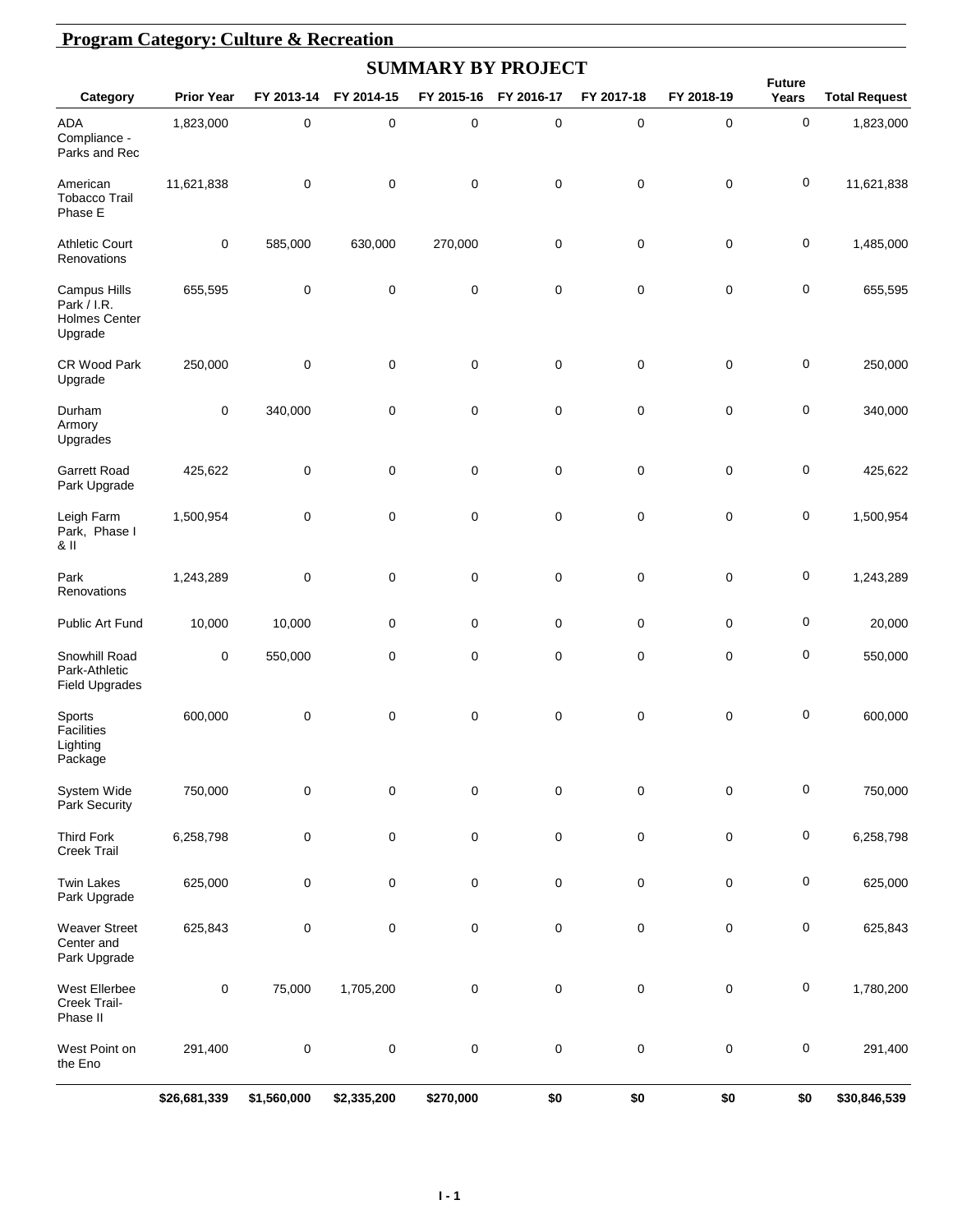## Program Category: Culture & Recreation

### SUMMARY BY PROJECT

| Category | Prior Year | FY 2013-14 | FY 2014-15 | FY 2015-16 | FY 2016-17 | FY 2017-18 | FY 2018-19 | Future Years | Total Request |
|---|---|---|---|---|---|---|---|---|---|
| ADA Compliance - Parks and Rec | 1,823,000 | 0 | 0 | 0 | 0 | 0 | 0 | 0 | 1,823,000 |
| American Tobacco Trail Phase E | 11,621,838 | 0 | 0 | 0 | 0 | 0 | 0 | 0 | 11,621,838 |
| Athletic Court Renovations | 0 | 585,000 | 630,000 | 270,000 | 0 | 0 | 0 | 0 | 1,485,000 |
| Campus Hills Park / I.R. Holmes Center Upgrade | 655,595 | 0 | 0 | 0 | 0 | 0 | 0 | 0 | 655,595 |
| CR Wood Park Upgrade | 250,000 | 0 | 0 | 0 | 0 | 0 | 0 | 0 | 250,000 |
| Durham Armory Upgrades | 0 | 340,000 | 0 | 0 | 0 | 0 | 0 | 0 | 340,000 |
| Garrett Road Park Upgrade | 425,622 | 0 | 0 | 0 | 0 | 0 | 0 | 0 | 425,622 |
| Leigh Farm Park, Phase I & II | 1,500,954 | 0 | 0 | 0 | 0 | 0 | 0 | 0 | 1,500,954 |
| Park Renovations | 1,243,289 | 0 | 0 | 0 | 0 | 0 | 0 | 0 | 1,243,289 |
| Public Art Fund | 10,000 | 10,000 | 0 | 0 | 0 | 0 | 0 | 0 | 20,000 |
| Snowhill Road Park-Athletic Field Upgrades | 0 | 550,000 | 0 | 0 | 0 | 0 | 0 | 0 | 550,000 |
| Sports Facilities Lighting Package | 600,000 | 0 | 0 | 0 | 0 | 0 | 0 | 0 | 600,000 |
| System Wide Park Security | 750,000 | 0 | 0 | 0 | 0 | 0 | 0 | 0 | 750,000 |
| Third Fork Creek Trail | 6,258,798 | 0 | 0 | 0 | 0 | 0 | 0 | 0 | 6,258,798 |
| Twin Lakes Park Upgrade | 625,000 | 0 | 0 | 0 | 0 | 0 | 0 | 0 | 625,000 |
| Weaver Street Center and Park Upgrade | 625,843 | 0 | 0 | 0 | 0 | 0 | 0 | 0 | 625,843 |
| West Ellerbee Creek Trail-Phase II | 0 | 75,000 | 1,705,200 | 0 | 0 | 0 | 0 | 0 | 1,780,200 |
| West Point on the Eno | 291,400 | 0 | 0 | 0 | 0 | 0 | 0 | 0 | 291,400 |
| | **$26,681,339** | **$1,560,000** | **$2,335,200** | **$270,000** | **$0** | **$0** | **$0** | **$0** | **$30,846,539** |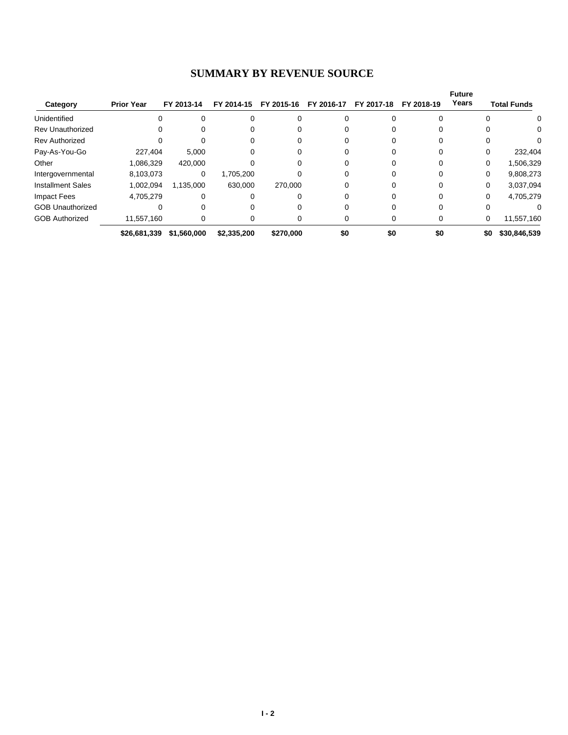## SUMMARY BY REVENUE SOURCE

| Category | Prior Year | FY 2013-14 | FY 2014-15 | FY 2015-16 | FY 2016-17 | FY 2017-18 | FY 2018-19 | Future Years | Total Funds |
|---|---|---|---|---|---|---|---|---|---|
| Unidentified | 0 | 0 | 0 | 0 | 0 | 0 | 0 | 0 | 0 |
| Rev Unauthorized | 0 | 0 | 0 | 0 | 0 | 0 | 0 | 0 | 0 |
| Rev Authorized | 0 | 0 | 0 | 0 | 0 | 0 | 0 | 0 | 0 |
| Pay-As-You-Go | 227,404 | 5,000 | 0 | 0 | 0 | 0 | 0 | 0 | 232,404 |
| Other | 1,086,329 | 420,000 | 0 | 0 | 0 | 0 | 0 | 0 | 1,506,329 |
| Intergovernmental | 8,103,073 | 0 | 1,705,200 | 0 | 0 | 0 | 0 | 0 | 9,808,273 |
| Installment Sales | 1,002,094 | 1,135,000 | 630,000 | 270,000 | 0 | 0 | 0 | 0 | 3,037,094 |
| Impact Fees | 4,705,279 | 0 | 0 | 0 | 0 | 0 | 0 | 0 | 4,705,279 |
| GOB Unauthorized | 0 | 0 | 0 | 0 | 0 | 0 | 0 | 0 | 0 |
| GOB Authorized | 11,557,160 | 0 | 0 | 0 | 0 | 0 | 0 | 0 | 11,557,160 |
| | **$26,681,339** | **$1,560,000** | **$2,335,200** | **$270,000** | **$0** | **$0** | **$0** | **$0** | **$30,846,539** |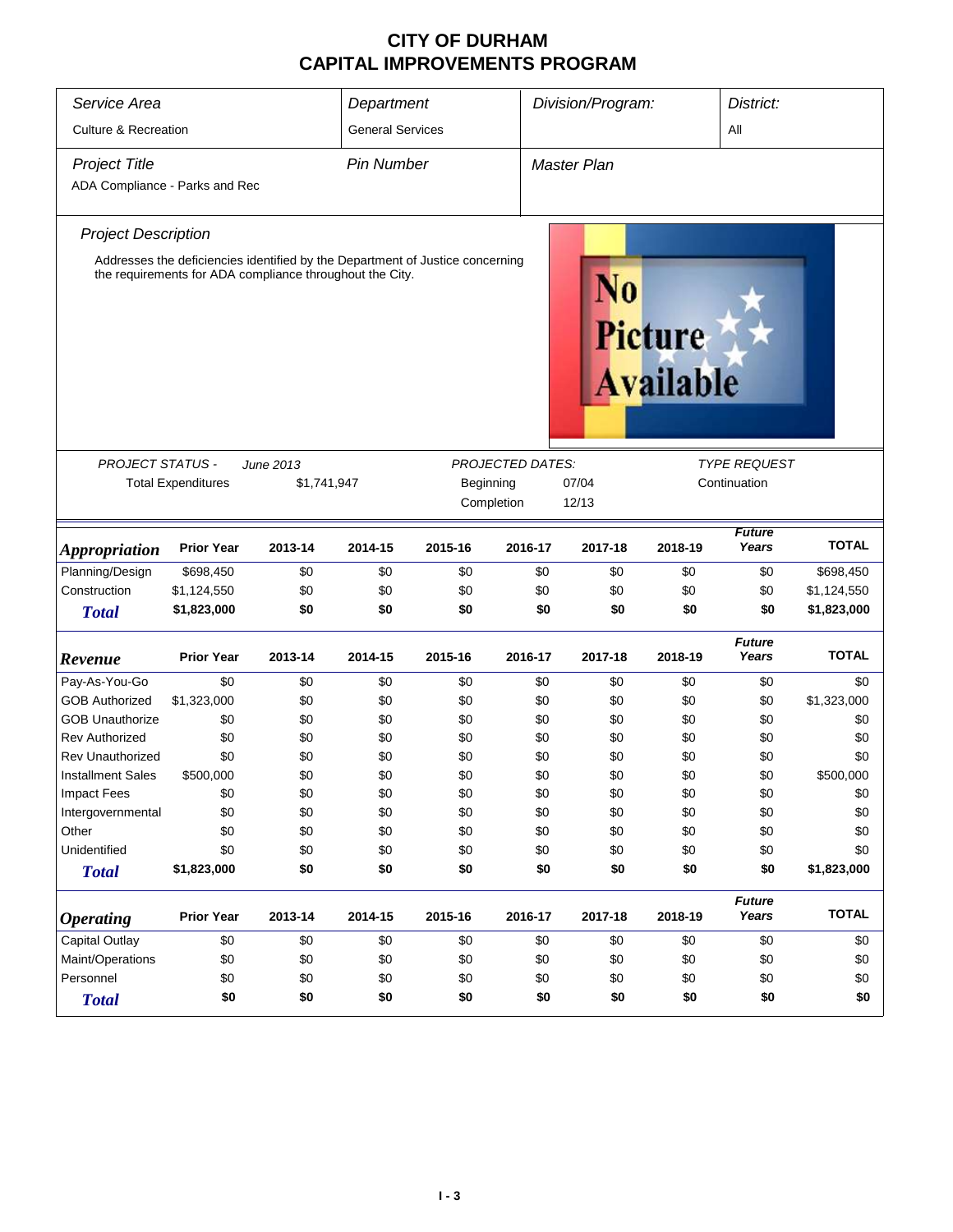# CITY OF DURHAM
# CAPITAL IMPROVEMENTS PROGRAM

| *Service Area* | *Department* | *Division/Program:* | *District:* |
|---|---|---|---|
| Culture & Recreation | General Services | | All |
| *Project Title* | *Pin Number* | *Master Plan* | |
| ADA Compliance - Parks and Rec | | | |

*Project Description*

Addresses the deficiencies identified by the Department of Justice concerning the requirements for ADA compliance throughout the City.

No Picture Available

| *PROJECT STATUS -* | *June 2013* | *PROJECTED DATES:* | | *TYPE REQUEST* |
|---|---|---|---|---|
| Total Expenditures | $1,741,947 | Beginning | 07/04 | Continuation |
| | | Completion | 12/13 | |

| *Appropriation* | Prior Year | 2013-14 | 2014-15 | 2015-16 | 2016-17 | 2017-18 | 2018-19 | Future Years | TOTAL |
|---|---|---|---|---|---|---|---|---|---|
| Planning/Design | $698,450 | $0 | $0 | $0 | $0 | $0 | $0 | $0 | $698,450 |
| Construction | $1,124,550 | $0 | $0 | $0 | $0 | $0 | $0 | $0 | $1,124,550 |
| ***Total*** | **$1,823,000** | **$0** | **$0** | **$0** | **$0** | **$0** | **$0** | **$0** | **$1,823,000** |

| *Revenue* | Prior Year | 2013-14 | 2014-15 | 2015-16 | 2016-17 | 2017-18 | 2018-19 | Future Years | TOTAL |
|---|---|---|---|---|---|---|---|---|---|
| Pay-As-You-Go | $0 | $0 | $0 | $0 | $0 | $0 | $0 | $0 | $0 |
| GOB Authorized | $1,323,000 | $0 | $0 | $0 | $0 | $0 | $0 | $0 | $1,323,000 |
| GOB Unauthorize | $0 | $0 | $0 | $0 | $0 | $0 | $0 | $0 | $0 |
| Rev Authorized | $0 | $0 | $0 | $0 | $0 | $0 | $0 | $0 | $0 |
| Rev Unauthorized | $0 | $0 | $0 | $0 | $0 | $0 | $0 | $0 | $0 |
| Installment Sales | $500,000 | $0 | $0 | $0 | $0 | $0 | $0 | $0 | $500,000 |
| Impact Fees | $0 | $0 | $0 | $0 | $0 | $0 | $0 | $0 | $0 |
| Intergovernmental | $0 | $0 | $0 | $0 | $0 | $0 | $0 | $0 | $0 |
| Other | $0 | $0 | $0 | $0 | $0 | $0 | $0 | $0 | $0 |
| Unidentified | $0 | $0 | $0 | $0 | $0 | $0 | $0 | $0 | $0 |
| ***Total*** | **$1,823,000** | **$0** | **$0** | **$0** | **$0** | **$0** | **$0** | **$0** | **$1,823,000** |

| *Operating* | Prior Year | 2013-14 | 2014-15 | 2015-16 | 2016-17 | 2017-18 | 2018-19 | Future Years | TOTAL |
|---|---|---|---|---|---|---|---|---|---|
| Capital Outlay | $0 | $0 | $0 | $0 | $0 | $0 | $0 | $0 | $0 |
| Maint/Operations | $0 | $0 | $0 | $0 | $0 | $0 | $0 | $0 | $0 |
| Personnel | $0 | $0 | $0 | $0 | $0 | $0 | $0 | $0 | $0 |
| ***Total*** | **$0** | **$0** | **$0** | **$0** | **$0** | **$0** | **$0** | **$0** | **$0** |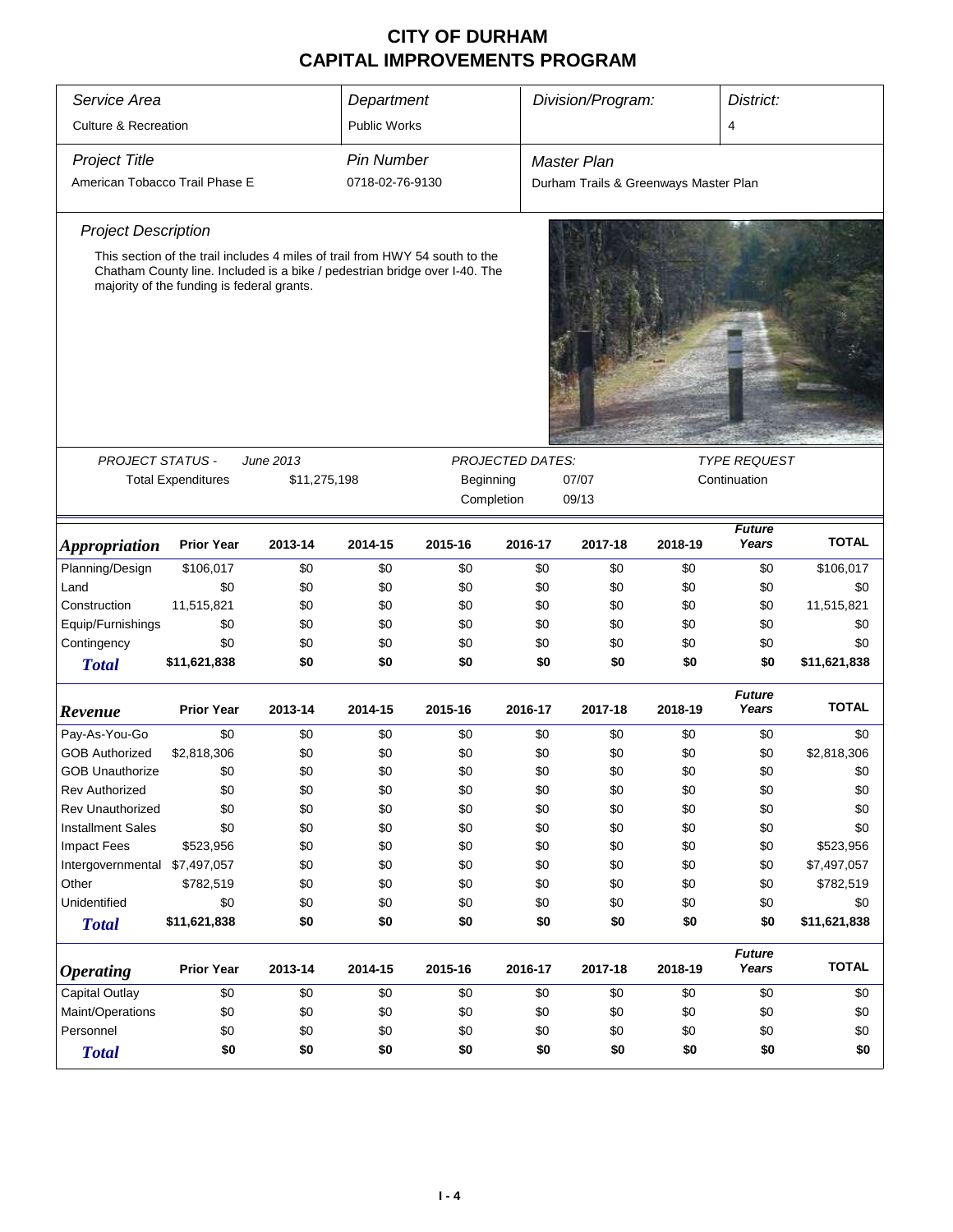# CITY OF DURHAM
# CAPITAL IMPROVEMENTS PROGRAM

| Service Area | Department | Division/Program: | District: |
|---|---|---|---|
| Culture & Recreation | Public Works | | 4 |

| Project Title | Pin Number | Master Plan |
|---|---|---|
| American Tobacco Trail Phase E | 0718-02-76-9130 | Durham Trails & Greenways Master Plan |

### Project Description

This section of the trail includes 4 miles of trail from HWY 54 south to the Chatham County line. Included is a bike / pedestrian bridge over I-40. The majority of the funding is federal grants.

| PROJECT STATUS - | June 2013 | PROJECTED DATES: | | TYPE REQUEST |
|---|---|---|---|---|
| Total Expenditures | $11,275,198 | Beginning | 07/07 | Continuation |
| | | Completion | 09/13 | |

| *Appropriation* | Prior Year | 2013-14 | 2014-15 | 2015-16 | 2016-17 | 2017-18 | 2018-19 | *Future Years* | TOTAL |
|---|---|---|---|---|---|---|---|---|---|
| Planning/Design | $106,017 | $0 | $0 | $0 | $0 | $0 | $0 | $0 | $106,017 |
| Land | $0 | $0 | $0 | $0 | $0 | $0 | $0 | $0 | $0 |
| Construction | 11,515,821 | $0 | $0 | $0 | $0 | $0 | $0 | $0 | 11,515,821 |
| Equip/Furnishings | $0 | $0 | $0 | $0 | $0 | $0 | $0 | $0 | $0 |
| Contingency | $0 | $0 | $0 | $0 | $0 | $0 | $0 | $0 | $0 |
| ***Total*** | **$11,621,838** | **$0** | **$0** | **$0** | **$0** | **$0** | **$0** | **$0** | **$11,621,838** |

| *Revenue* | Prior Year | 2013-14 | 2014-15 | 2015-16 | 2016-17 | 2017-18 | 2018-19 | *Future Years* | TOTAL |
|---|---|---|---|---|---|---|---|---|---|
| Pay-As-You-Go | $0 | $0 | $0 | $0 | $0 | $0 | $0 | $0 | $0 |
| GOB Authorized | $2,818,306 | $0 | $0 | $0 | $0 | $0 | $0 | $0 | $2,818,306 |
| GOB Unauthorize | $0 | $0 | $0 | $0 | $0 | $0 | $0 | $0 | $0 |
| Rev Authorized | $0 | $0 | $0 | $0 | $0 | $0 | $0 | $0 | $0 |
| Rev Unauthorized | $0 | $0 | $0 | $0 | $0 | $0 | $0 | $0 | $0 |
| Installment Sales | $0 | $0 | $0 | $0 | $0 | $0 | $0 | $0 | $0 |
| Impact Fees | $523,956 | $0 | $0 | $0 | $0 | $0 | $0 | $0 | $523,956 |
| Intergovernmental | $7,497,057 | $0 | $0 | $0 | $0 | $0 | $0 | $0 | $7,497,057 |
| Other | $782,519 | $0 | $0 | $0 | $0 | $0 | $0 | $0 | $782,519 |
| Unidentified | $0 | $0 | $0 | $0 | $0 | $0 | $0 | $0 | $0 |
| ***Total*** | **$11,621,838** | **$0** | **$0** | **$0** | **$0** | **$0** | **$0** | **$0** | **$11,621,838** |

| *Operating* | Prior Year | 2013-14 | 2014-15 | 2015-16 | 2016-17 | 2017-18 | 2018-19 | *Future Years* | TOTAL |
|---|---|---|---|---|---|---|---|---|---|
| Capital Outlay | $0 | $0 | $0 | $0 | $0 | $0 | $0 | $0 | $0 |
| Maint/Operations | $0 | $0 | $0 | $0 | $0 | $0 | $0 | $0 | $0 |
| Personnel | $0 | $0 | $0 | $0 | $0 | $0 | $0 | $0 | $0 |
| ***Total*** | **$0** | **$0** | **$0** | **$0** | **$0** | **$0** | **$0** | **$0** | **$0** |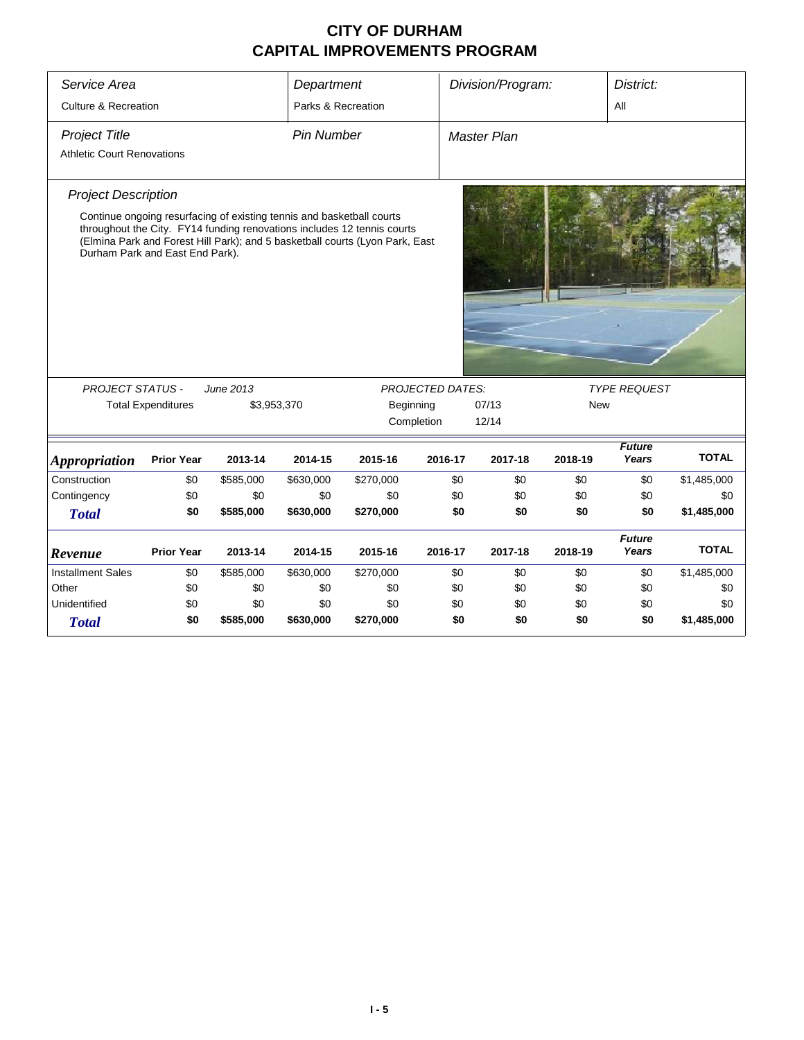# CITY OF DURHAM
# CAPITAL IMPROVEMENTS PROGRAM

| Service Area | Department | Division/Program: | District: |
|---|---|---|---|
| Culture & Recreation | Parks & Recreation | | All |

| Project Title | Pin Number | Master Plan |
|---|---|---|
| Athletic Court Renovations | | |

*Project Description*

Continue ongoing resurfacing of existing tennis and basketball courts throughout the City. FY14 funding renovations includes 12 tennis courts (Elmina Park and Forest Hill Park); and 5 basketball courts (Lyon Park, East Durham Park and East End Park).

| PROJECT STATUS - | June 2013 | PROJECTED DATES: | | TYPE REQUEST |
|---|---|---|---|---|
| Total Expenditures | $3,953,370 | Beginning | 07/13 | New |
| | | Completion | 12/14 | |

| *Appropriation* | Prior Year | 2013-14 | 2014-15 | 2015-16 | 2016-17 | 2017-18 | 2018-19 | Future Years | TOTAL |
|---|---|---|---|---|---|---|---|---|---|
| Construction | $0 | $585,000 | $630,000 | $270,000 | $0 | $0 | $0 | $0 | $1,485,000 |
| Contingency | $0 | $0 | $0 | $0 | $0 | $0 | $0 | $0 | $0 |
| ***Total*** | **$0** | **$585,000** | **$630,000** | **$270,000** | **$0** | **$0** | **$0** | **$0** | **$1,485,000** |

| *Revenue* | Prior Year | 2013-14 | 2014-15 | 2015-16 | 2016-17 | 2017-18 | 2018-19 | Future Years | TOTAL |
|---|---|---|---|---|---|---|---|---|---|
| Installment Sales | $0 | $585,000 | $630,000 | $270,000 | $0 | $0 | $0 | $0 | $1,485,000 |
| Other | $0 | $0 | $0 | $0 | $0 | $0 | $0 | $0 | $0 |
| Unidentified | $0 | $0 | $0 | $0 | $0 | $0 | $0 | $0 | $0 |
| ***Total*** | **$0** | **$585,000** | **$630,000** | **$270,000** | **$0** | **$0** | **$0** | **$0** | **$1,485,000** |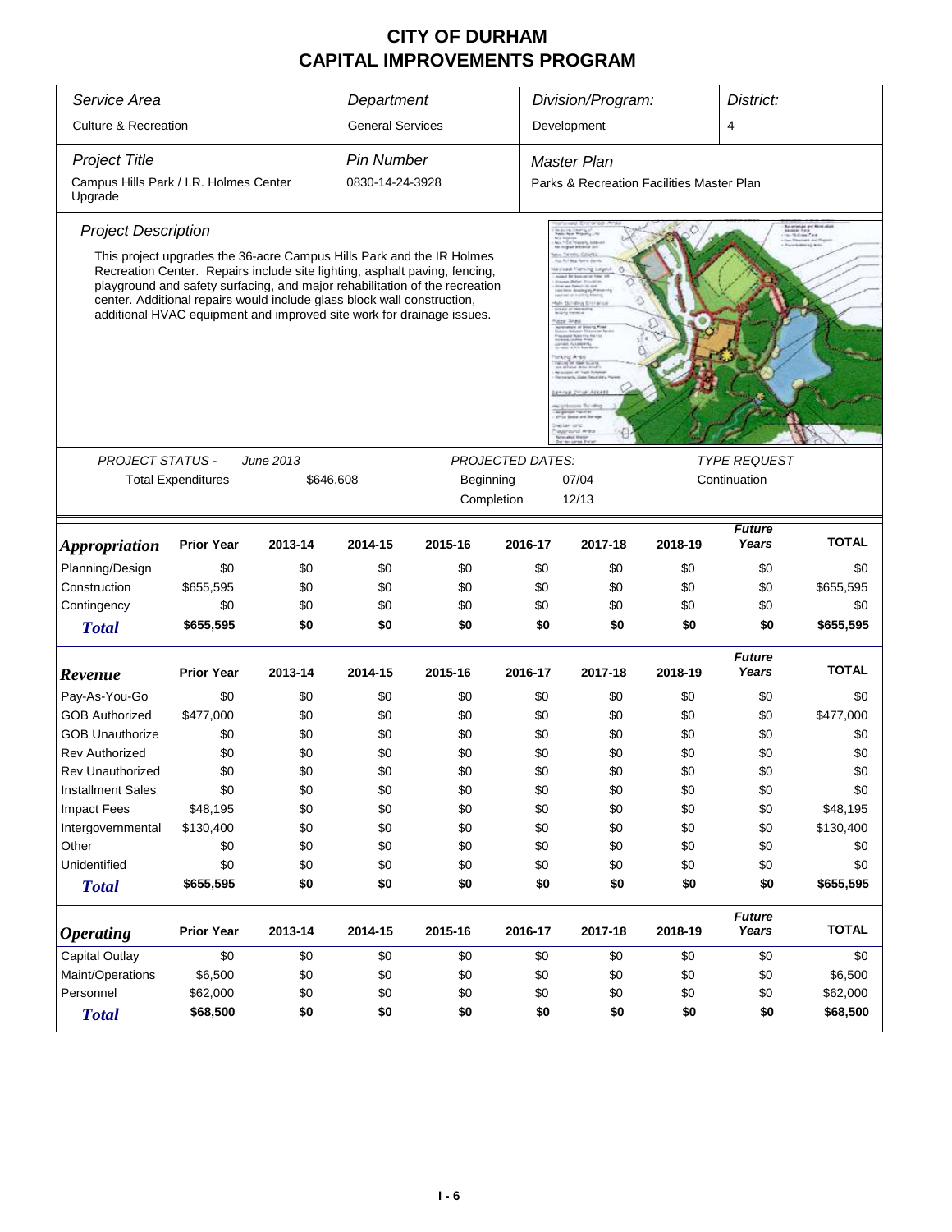# CITY OF DURHAM
# CAPITAL IMPROVEMENTS PROGRAM

| Service Area | Department | Division/Program: | District: |
|---|---|---|---|
| Culture & Recreation | General Services | Development | 4 |

| Project Title | Pin Number | Master Plan |
|---|---|---|
| Campus Hills Park / I.R. Holmes Center Upgrade | 0830-14-24-3928 | Parks & Recreation Facilities Master Plan |

### Project Description

This project upgrades the 36-acre Campus Hills Park and the IR Holmes Recreation Center. Repairs include site lighting, asphalt paving, fencing, playground and safety surfacing, and major rehabilitation of the recreation center. Additional repairs would include glass block wall construction, additional HVAC equipment and improved site work for drainage issues.

| PROJECT STATUS - June 2013 | | PROJECTED DATES: | | TYPE REQUEST |
|---|---|---|---|---|
| Total Expenditures | $646,608 | Beginning | 07/04 | Continuation |
| | | Completion | 12/13 | |

| Appropriation | Prior Year | 2013-14 | 2014-15 | 2015-16 | 2016-17 | 2017-18 | 2018-19 | Future Years | TOTAL |
|---|---|---|---|---|---|---|---|---|---|
| Planning/Design | $0 | $0 | $0 | $0 | $0 | $0 | $0 | $0 | $0 |
| Construction | $655,595 | $0 | $0 | $0 | $0 | $0 | $0 | $0 | $655,595 |
| Contingency | $0 | $0 | $0 | $0 | $0 | $0 | $0 | $0 | $0 |
| **Total** | **$655,595** | **$0** | **$0** | **$0** | **$0** | **$0** | **$0** | **$0** | **$655,595** |

| Revenue | Prior Year | 2013-14 | 2014-15 | 2015-16 | 2016-17 | 2017-18 | 2018-19 | Future Years | TOTAL |
|---|---|---|---|---|---|---|---|---|---|
| Pay-As-You-Go | $0 | $0 | $0 | $0 | $0 | $0 | $0 | $0 | $0 |
| GOB Authorized | $477,000 | $0 | $0 | $0 | $0 | $0 | $0 | $0 | $477,000 |
| GOB Unauthorize | $0 | $0 | $0 | $0 | $0 | $0 | $0 | $0 | $0 |
| Rev Authorized | $0 | $0 | $0 | $0 | $0 | $0 | $0 | $0 | $0 |
| Rev Unauthorized | $0 | $0 | $0 | $0 | $0 | $0 | $0 | $0 | $0 |
| Installment Sales | $0 | $0 | $0 | $0 | $0 | $0 | $0 | $0 | $0 |
| Impact Fees | $48,195 | $0 | $0 | $0 | $0 | $0 | $0 | $0 | $48,195 |
| Intergovernmental | $130,400 | $0 | $0 | $0 | $0 | $0 | $0 | $0 | $130,400 |
| Other | $0 | $0 | $0 | $0 | $0 | $0 | $0 | $0 | $0 |
| Unidentified | $0 | $0 | $0 | $0 | $0 | $0 | $0 | $0 | $0 |
| **Total** | **$655,595** | **$0** | **$0** | **$0** | **$0** | **$0** | **$0** | **$0** | **$655,595** |

| Operating | Prior Year | 2013-14 | 2014-15 | 2015-16 | 2016-17 | 2017-18 | 2018-19 | Future Years | TOTAL |
|---|---|---|---|---|---|---|---|---|---|
| Capital Outlay | $0 | $0 | $0 | $0 | $0 | $0 | $0 | $0 | $0 |
| Maint/Operations | $6,500 | $0 | $0 | $0 | $0 | $0 | $0 | $0 | $6,500 |
| Personnel | $62,000 | $0 | $0 | $0 | $0 | $0 | $0 | $0 | $62,000 |
| **Total** | **$68,500** | **$0** | **$0** | **$0** | **$0** | **$0** | **$0** | **$0** | **$68,500** |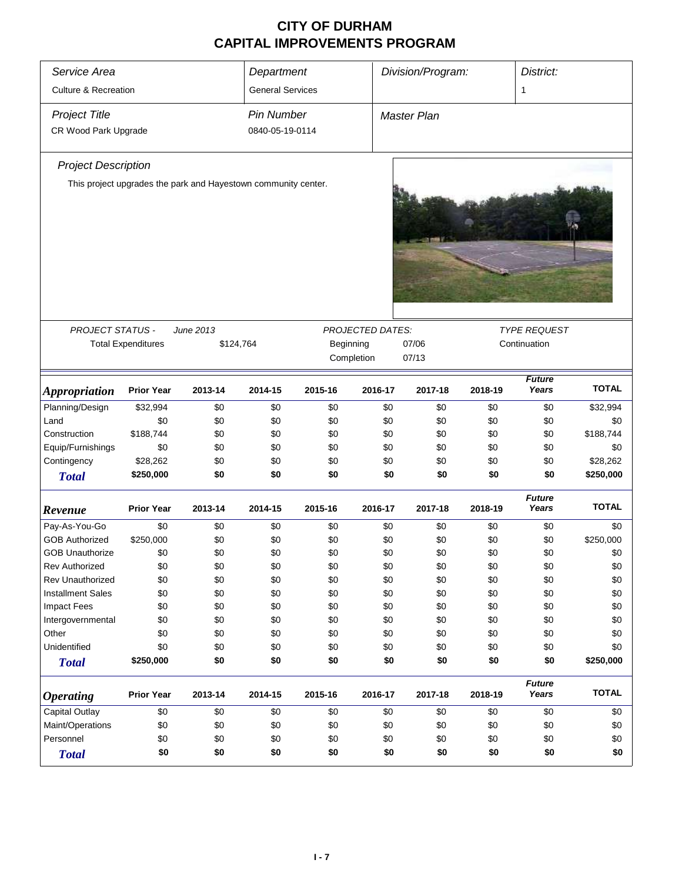# CITY OF DURHAM
# CAPITAL IMPROVEMENTS PROGRAM

| Service Area | Department | Division/Program: | District: |
|---|---|---|---|
| Culture & Recreation | General Services | | 1 |

| Project Title | Pin Number | Master Plan |
|---|---|---|
| CR Wood Park Upgrade | 0840-05-19-0114 | |

*Project Description*

This project upgrades the park and Hayestown community center.

| PROJECT STATUS - | June 2013 | PROJECTED DATES: | | TYPE REQUEST |
|---|---|---|---|---|
| Total Expenditures | $124,764 | Beginning | 07/06 | Continuation |
| | | Completion | 07/13 | |

| *Appropriation* | Prior Year | 2013-14 | 2014-15 | 2015-16 | 2016-17 | 2017-18 | 2018-19 | Future Years | TOTAL |
|---|---|---|---|---|---|---|---|---|---|
| Planning/Design | $32,994 | $0 | $0 | $0 | $0 | $0 | $0 | $0 | $32,994 |
| Land | $0 | $0 | $0 | $0 | $0 | $0 | $0 | $0 | $0 |
| Construction | $188,744 | $0 | $0 | $0 | $0 | $0 | $0 | $0 | $188,744 |
| Equip/Furnishings | $0 | $0 | $0 | $0 | $0 | $0 | $0 | $0 | $0 |
| Contingency | $28,262 | $0 | $0 | $0 | $0 | $0 | $0 | $0 | $28,262 |
| **Total** | **$250,000** | **$0** | **$0** | **$0** | **$0** | **$0** | **$0** | **$0** | **$250,000** |

| *Revenue* | Prior Year | 2013-14 | 2014-15 | 2015-16 | 2016-17 | 2017-18 | 2018-19 | Future Years | TOTAL |
|---|---|---|---|---|---|---|---|---|---|
| Pay-As-You-Go | $0 | $0 | $0 | $0 | $0 | $0 | $0 | $0 | $0 |
| GOB Authorized | $250,000 | $0 | $0 | $0 | $0 | $0 | $0 | $0 | $250,000 |
| GOB Unauthorize | $0 | $0 | $0 | $0 | $0 | $0 | $0 | $0 | $0 |
| Rev Authorized | $0 | $0 | $0 | $0 | $0 | $0 | $0 | $0 | $0 |
| Rev Unauthorized | $0 | $0 | $0 | $0 | $0 | $0 | $0 | $0 | $0 |
| Installment Sales | $0 | $0 | $0 | $0 | $0 | $0 | $0 | $0 | $0 |
| Impact Fees | $0 | $0 | $0 | $0 | $0 | $0 | $0 | $0 | $0 |
| Intergovernmental | $0 | $0 | $0 | $0 | $0 | $0 | $0 | $0 | $0 |
| Other | $0 | $0 | $0 | $0 | $0 | $0 | $0 | $0 | $0 |
| Unidentified | $0 | $0 | $0 | $0 | $0 | $0 | $0 | $0 | $0 |
| **Total** | **$250,000** | **$0** | **$0** | **$0** | **$0** | **$0** | **$0** | **$0** | **$250,000** |

| *Operating* | Prior Year | 2013-14 | 2014-15 | 2015-16 | 2016-17 | 2017-18 | 2018-19 | Future Years | TOTAL |
|---|---|---|---|---|---|---|---|---|---|
| Capital Outlay | $0 | $0 | $0 | $0 | $0 | $0 | $0 | $0 | $0 |
| Maint/Operations | $0 | $0 | $0 | $0 | $0 | $0 | $0 | $0 | $0 |
| Personnel | $0 | $0 | $0 | $0 | $0 | $0 | $0 | $0 | $0 |
| **Total** | **$0** | **$0** | **$0** | **$0** | **$0** | **$0** | **$0** | **$0** | **$0** |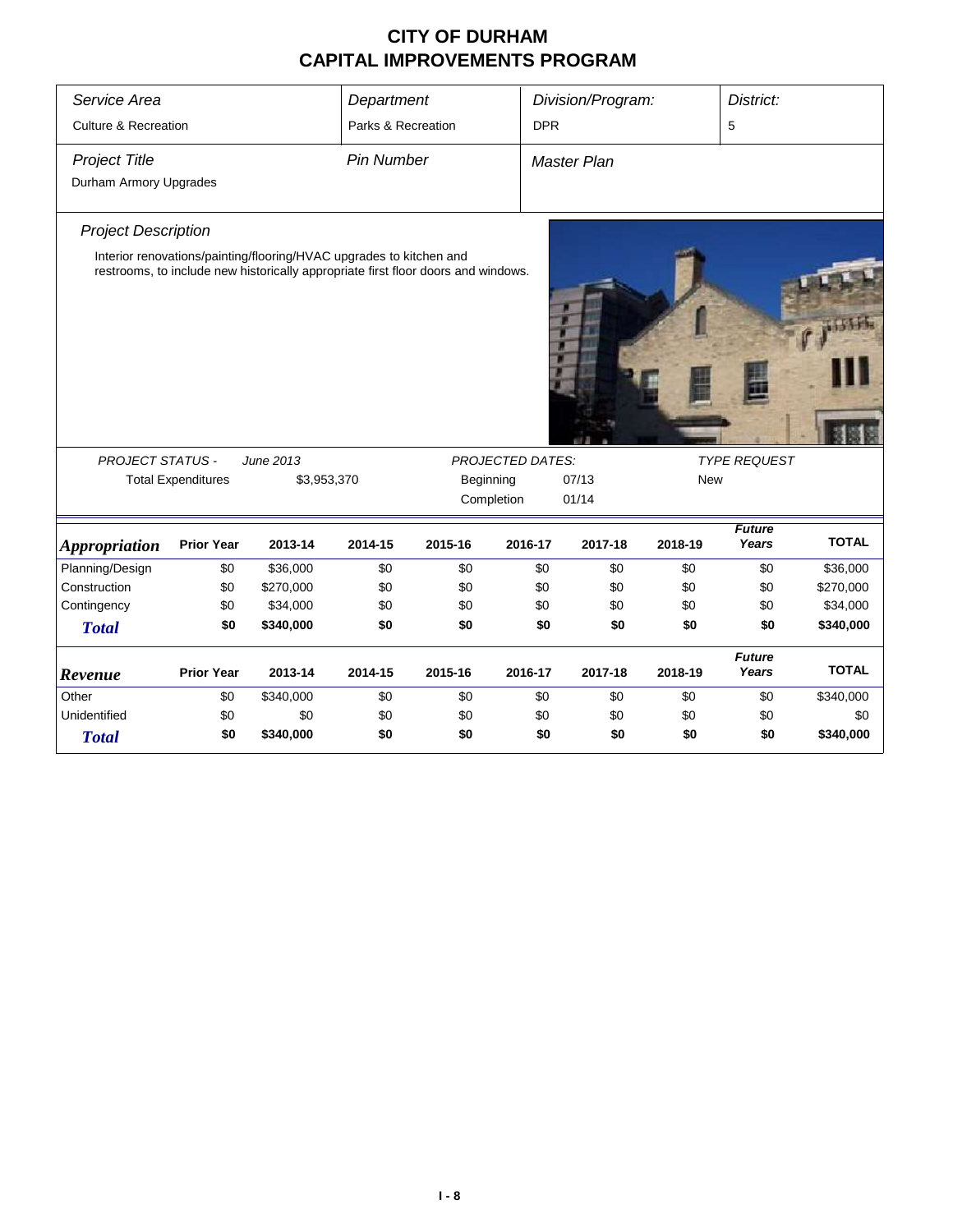# CITY OF DURHAM
# CAPITAL IMPROVEMENTS PROGRAM

| *Service Area* | *Department* | *Division/Program:* | *District:* |
|---|---|---|---|
| Culture & Recreation | Parks & Recreation | DPR | 5 |

| *Project Title* | *Pin Number* | *Master Plan* |
|---|---|---|
| Durham Armory Upgrades | | |

### *Project Description*

Interior renovations/painting/flooring/HVAC upgrades to kitchen and restrooms, to include new historically appropriate first floor doors and windows.

| *PROJECT STATUS -* | *June 2013* | *PROJECTED DATES:* | | *TYPE REQUEST* |
|---|---|---|---|---|
| Total Expenditures | $3,953,370 | Beginning | 07/13 | New |
| | | Completion | 01/14 | |

| *Appropriation* | Prior Year | 2013-14 | 2014-15 | 2015-16 | 2016-17 | 2017-18 | 2018-19 | *Future Years* | TOTAL |
|---|---|---|---|---|---|---|---|---|---|
| Planning/Design | $0 | $36,000 | $0 | $0 | $0 | $0 | $0 | $0 | $36,000 |
| Construction | $0 | $270,000 | $0 | $0 | $0 | $0 | $0 | $0 | $270,000 |
| Contingency | $0 | $34,000 | $0 | $0 | $0 | $0 | $0 | $0 | $34,000 |
| ***Total*** | **$0** | **$340,000** | **$0** | **$0** | **$0** | **$0** | **$0** | **$0** | **$340,000** |

| *Revenue* | Prior Year | 2013-14 | 2014-15 | 2015-16 | 2016-17 | 2017-18 | 2018-19 | *Future Years* | TOTAL |
|---|---|---|---|---|---|---|---|---|---|
| Other | $0 | $340,000 | $0 | $0 | $0 | $0 | $0 | $0 | $340,000 |
| Unidentified | $0 | $0 | $0 | $0 | $0 | $0 | $0 | $0 | $0 |
| ***Total*** | **$0** | **$340,000** | **$0** | **$0** | **$0** | **$0** | **$0** | **$0** | **$340,000** |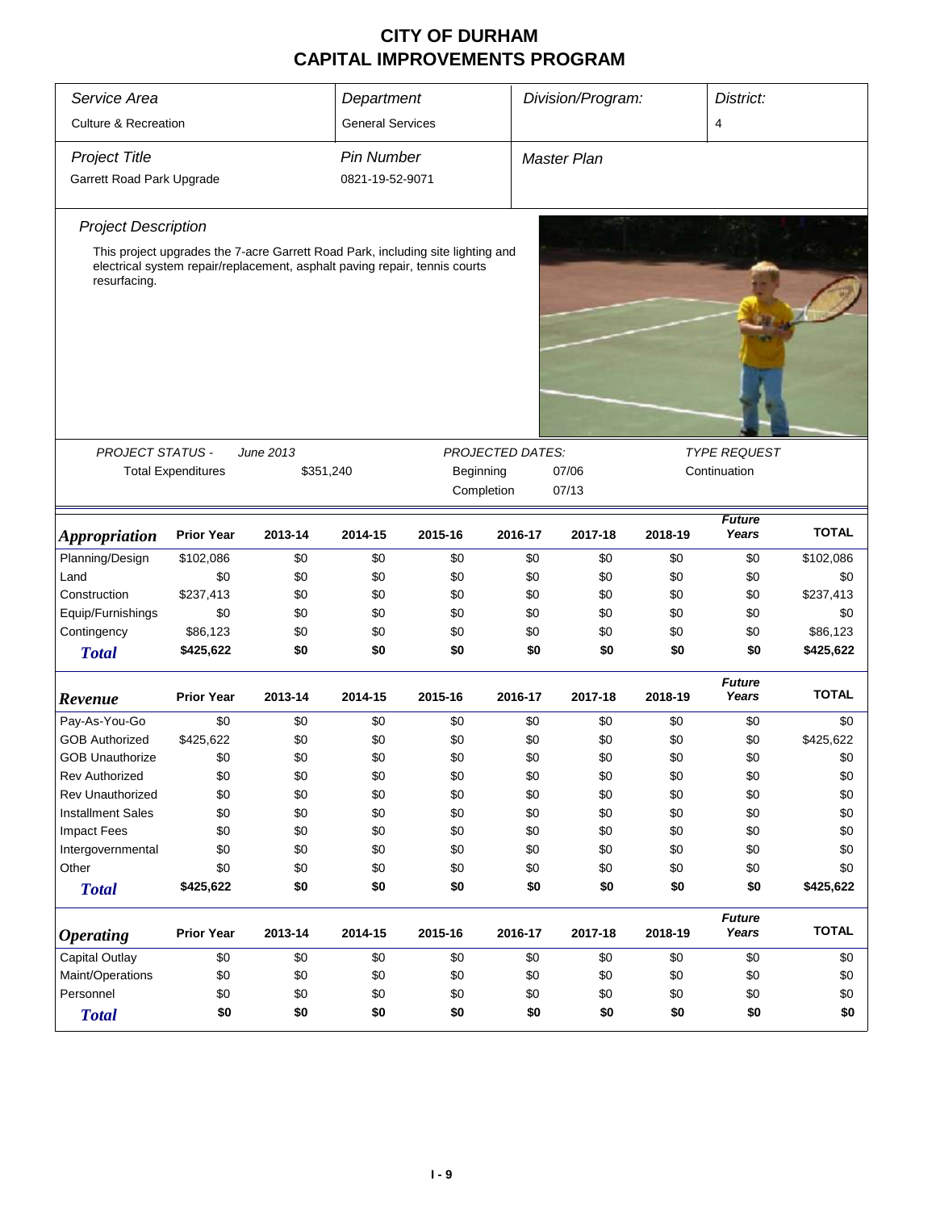# CITY OF DURHAM
# CAPITAL IMPROVEMENTS PROGRAM

| Service Area | Department | Division/Program: | District: |
|---|---|---|---|
| Culture & Recreation | General Services | | 4 |
| **Project Title** | **Pin Number** | **Master Plan** | |
| Garrett Road Park Upgrade | 0821-19-52-9071 | | |

## Project Description

This project upgrades the 7-acre Garrett Road Park, including site lighting and electrical system repair/replacement, asphalt paving repair, tennis courts resurfacing.

| PROJECT STATUS - | June 2013 | PROJECTED DATES: | | TYPE REQUEST |
|---|---|---|---|---|
| Total Expenditures | $351,240 | Beginning | 07/06 | Continuation |
| | | Completion | 07/13 | |

| Appropriation | Prior Year | 2013-14 | 2014-15 | 2015-16 | 2016-17 | 2017-18 | 2018-19 | Future Years | TOTAL |
|---|---|---|---|---|---|---|---|---|---|
| Planning/Design | $102,086 | $0 | $0 | $0 | $0 | $0 | $0 | $0 | $102,086 |
| Land | $0 | $0 | $0 | $0 | $0 | $0 | $0 | $0 | $0 |
| Construction | $237,413 | $0 | $0 | $0 | $0 | $0 | $0 | $0 | $237,413 |
| Equip/Furnishings | $0 | $0 | $0 | $0 | $0 | $0 | $0 | $0 | $0 |
| Contingency | $86,123 | $0 | $0 | $0 | $0 | $0 | $0 | $0 | $86,123 |
| **Total** | **$425,622** | **$0** | **$0** | **$0** | **$0** | **$0** | **$0** | **$0** | **$425,622** |

| Revenue | Prior Year | 2013-14 | 2014-15 | 2015-16 | 2016-17 | 2017-18 | 2018-19 | Future Years | TOTAL |
|---|---|---|---|---|---|---|---|---|---|
| Pay-As-You-Go | $0 | $0 | $0 | $0 | $0 | $0 | $0 | $0 | $0 |
| GOB Authorized | $425,622 | $0 | $0 | $0 | $0 | $0 | $0 | $0 | $425,622 |
| GOB Unauthorize | $0 | $0 | $0 | $0 | $0 | $0 | $0 | $0 | $0 |
| Rev Authorized | $0 | $0 | $0 | $0 | $0 | $0 | $0 | $0 | $0 |
| Rev Unauthorized | $0 | $0 | $0 | $0 | $0 | $0 | $0 | $0 | $0 |
| Installment Sales | $0 | $0 | $0 | $0 | $0 | $0 | $0 | $0 | $0 |
| Impact Fees | $0 | $0 | $0 | $0 | $0 | $0 | $0 | $0 | $0 |
| Intergovernmental | $0 | $0 | $0 | $0 | $0 | $0 | $0 | $0 | $0 |
| Other | $0 | $0 | $0 | $0 | $0 | $0 | $0 | $0 | $0 |
| **Total** | **$425,622** | **$0** | **$0** | **$0** | **$0** | **$0** | **$0** | **$0** | **$425,622** |

| Operating | Prior Year | 2013-14 | 2014-15 | 2015-16 | 2016-17 | 2017-18 | 2018-19 | Future Years | TOTAL |
|---|---|---|---|---|---|---|---|---|---|
| Capital Outlay | $0 | $0 | $0 | $0 | $0 | $0 | $0 | $0 | $0 |
| Maint/Operations | $0 | $0 | $0 | $0 | $0 | $0 | $0 | $0 | $0 |
| Personnel | $0 | $0 | $0 | $0 | $0 | $0 | $0 | $0 | $0 |
| **Total** | **$0** | **$0** | **$0** | **$0** | **$0** | **$0** | **$0** | **$0** | **$0** |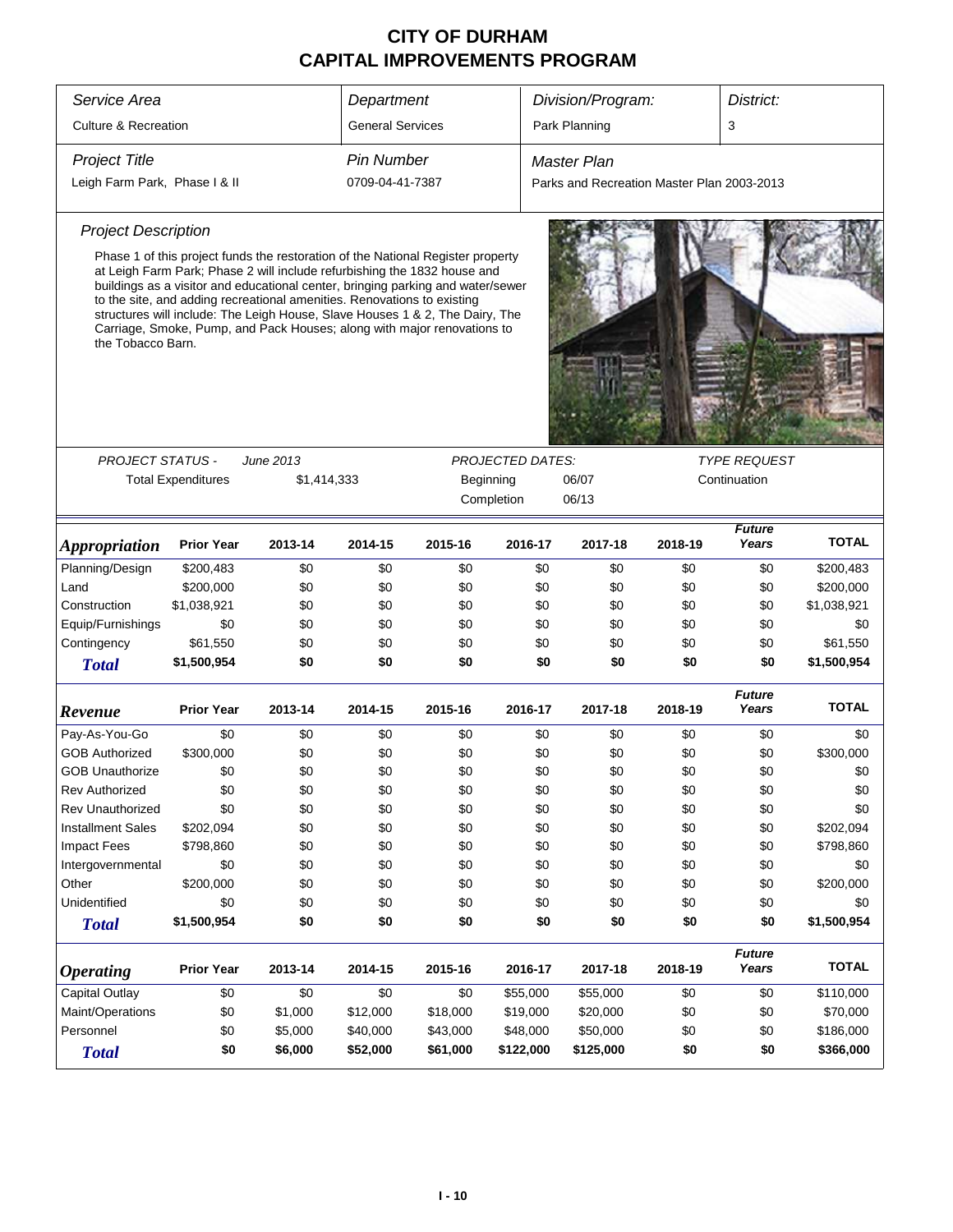# CITY OF DURHAM
# CAPITAL IMPROVEMENTS PROGRAM

| Service Area | Department | Division/Program: | District: |
|---|---|---|---|
| Culture & Recreation | General Services | Park Planning | 3 |

| Project Title | Pin Number | Master Plan |
|---|---|---|
| Leigh Farm Park, Phase I & II | 0709-04-41-7387 | Parks and Recreation Master Plan 2003-2013 |

### Project Description

Phase 1 of this project funds the restoration of the National Register property at Leigh Farm Park; Phase 2 will include refurbishing the 1832 house and buildings as a visitor and educational center, bringing parking and water/sewer to the site, and adding recreational amenities. Renovations to existing structures will include: The Leigh House, Slave Houses 1 & 2, The Dairy, The Carriage, Smoke, Pump, and Pack Houses; along with major renovations to the Tobacco Barn.

PROJECT STATUS - June 2013
Total Expenditures $1,414,333

PROJECTED DATES:
Beginning 06/07
Completion 06/13

TYPE REQUEST
Continuation

| Appropriation | Prior Year | 2013-14 | 2014-15 | 2015-16 | 2016-17 | 2017-18 | 2018-19 | Future Years | TOTAL |
|---|---|---|---|---|---|---|---|---|---|
| Planning/Design | $200,483 | $0 | $0 | $0 | $0 | $0 | $0 | $0 | $200,483 |
| Land | $200,000 | $0 | $0 | $0 | $0 | $0 | $0 | $0 | $200,000 |
| Construction | $1,038,921 | $0 | $0 | $0 | $0 | $0 | $0 | $0 | $1,038,921 |
| Equip/Furnishings | $0 | $0 | $0 | $0 | $0 | $0 | $0 | $0 | $0 |
| Contingency | $61,550 | $0 | $0 | $0 | $0 | $0 | $0 | $0 | $61,550 |
| **Total** | **$1,500,954** | **$0** | **$0** | **$0** | **$0** | **$0** | **$0** | **$0** | **$1,500,954** |

| Revenue | Prior Year | 2013-14 | 2014-15 | 2015-16 | 2016-17 | 2017-18 | 2018-19 | Future Years | TOTAL |
|---|---|---|---|---|---|---|---|---|---|
| Pay-As-You-Go | $0 | $0 | $0 | $0 | $0 | $0 | $0 | $0 | $0 |
| GOB Authorized | $300,000 | $0 | $0 | $0 | $0 | $0 | $0 | $0 | $300,000 |
| GOB Unauthorize | $0 | $0 | $0 | $0 | $0 | $0 | $0 | $0 | $0 |
| Rev Authorized | $0 | $0 | $0 | $0 | $0 | $0 | $0 | $0 | $0 |
| Rev Unauthorized | $0 | $0 | $0 | $0 | $0 | $0 | $0 | $0 | $0 |
| Installment Sales | $202,094 | $0 | $0 | $0 | $0 | $0 | $0 | $0 | $202,094 |
| Impact Fees | $798,860 | $0 | $0 | $0 | $0 | $0 | $0 | $0 | $798,860 |
| Intergovernmental | $0 | $0 | $0 | $0 | $0 | $0 | $0 | $0 | $0 |
| Other | $200,000 | $0 | $0 | $0 | $0 | $0 | $0 | $0 | $200,000 |
| Unidentified | $0 | $0 | $0 | $0 | $0 | $0 | $0 | $0 | $0 |
| **Total** | **$1,500,954** | **$0** | **$0** | **$0** | **$0** | **$0** | **$0** | **$0** | **$1,500,954** |

| Operating | Prior Year | 2013-14 | 2014-15 | 2015-16 | 2016-17 | 2017-18 | 2018-19 | Future Years | TOTAL |
|---|---|---|---|---|---|---|---|---|---|
| Capital Outlay | $0 | $0 | $0 | $0 | $55,000 | $55,000 | $0 | $0 | $110,000 |
| Maint/Operations | $0 | $1,000 | $12,000 | $18,000 | $19,000 | $20,000 | $0 | $0 | $70,000 |
| Personnel | $0 | $5,000 | $40,000 | $43,000 | $48,000 | $50,000 | $0 | $0 | $186,000 |
| **Total** | **$0** | **$6,000** | **$52,000** | **$61,000** | **$122,000** | **$125,000** | **$0** | **$0** | **$366,000** |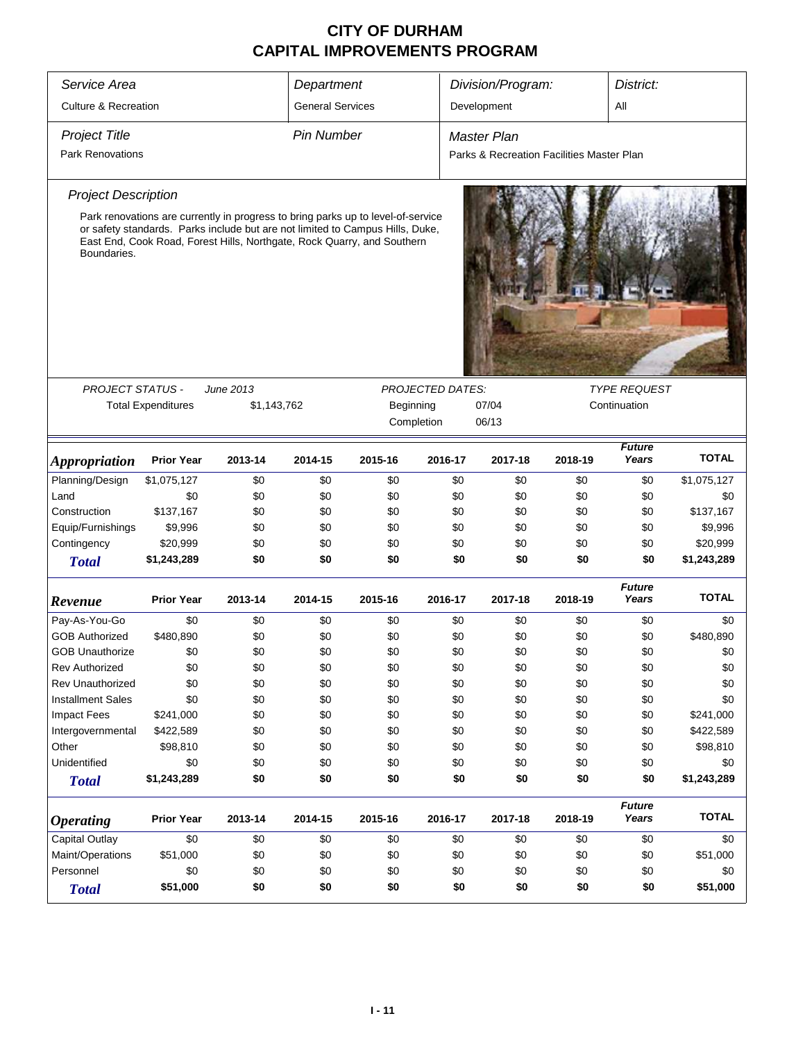# CITY OF DURHAM
# CAPITAL IMPROVEMENTS PROGRAM

| *Service Area* | *Department* | *Division/Program:* | *District:* |
|---|---|---|---|
| Culture & Recreation | General Services | Development | All |

| *Project Title* | *Pin Number* | *Master Plan* |
|---|---|---|
| Park Renovations | | Parks & Recreation Facilities Master Plan |

*Project Description*

Park renovations are currently in progress to bring parks up to level-of-service or safety standards. Parks include but are not limited to Campus Hills, Duke, East End, Cook Road, Forest Hills, Northgate, Rock Quarry, and Southern Boundaries.

| *PROJECT STATUS -* | *June 2013* | *PROJECTED DATES:* | | *TYPE REQUEST* |
|---|---|---|---|---|
| Total Expenditures | $1,143,762 | Beginning | 07/04 | Continuation |
| | | Completion | 06/13 | |

| *Appropriation* | Prior Year | 2013-14 | 2014-15 | 2015-16 | 2016-17 | 2017-18 | 2018-19 | *Future Years* | TOTAL |
|---|---|---|---|---|---|---|---|---|---|
| Planning/Design | $1,075,127 | $0 | $0 | $0 | $0 | $0 | $0 | $0 | $1,075,127 |
| Land | $0 | $0 | $0 | $0 | $0 | $0 | $0 | $0 | $0 |
| Construction | $137,167 | $0 | $0 | $0 | $0 | $0 | $0 | $0 | $137,167 |
| Equip/Furnishings | $9,996 | $0 | $0 | $0 | $0 | $0 | $0 | $0 | $9,996 |
| Contingency | $20,999 | $0 | $0 | $0 | $0 | $0 | $0 | $0 | $20,999 |
| ***Total*** | **$1,243,289** | **$0** | **$0** | **$0** | **$0** | **$0** | **$0** | **$0** | **$1,243,289** |

| *Revenue* | Prior Year | 2013-14 | 2014-15 | 2015-16 | 2016-17 | 2017-18 | 2018-19 | *Future Years* | TOTAL |
|---|---|---|---|---|---|---|---|---|---|
| Pay-As-You-Go | $0 | $0 | $0 | $0 | $0 | $0 | $0 | $0 | $0 |
| GOB Authorized | $480,890 | $0 | $0 | $0 | $0 | $0 | $0 | $0 | $480,890 |
| GOB Unauthorize | $0 | $0 | $0 | $0 | $0 | $0 | $0 | $0 | $0 |
| Rev Authorized | $0 | $0 | $0 | $0 | $0 | $0 | $0 | $0 | $0 |
| Rev Unauthorized | $0 | $0 | $0 | $0 | $0 | $0 | $0 | $0 | $0 |
| Installment Sales | $0 | $0 | $0 | $0 | $0 | $0 | $0 | $0 | $0 |
| Impact Fees | $241,000 | $0 | $0 | $0 | $0 | $0 | $0 | $0 | $241,000 |
| Intergovernmental | $422,589 | $0 | $0 | $0 | $0 | $0 | $0 | $0 | $422,589 |
| Other | $98,810 | $0 | $0 | $0 | $0 | $0 | $0 | $0 | $98,810 |
| Unidentified | $0 | $0 | $0 | $0 | $0 | $0 | $0 | $0 | $0 |
| ***Total*** | **$1,243,289** | **$0** | **$0** | **$0** | **$0** | **$0** | **$0** | **$0** | **$1,243,289** |

| *Operating* | Prior Year | 2013-14 | 2014-15 | 2015-16 | 2016-17 | 2017-18 | 2018-19 | *Future Years* | TOTAL |
|---|---|---|---|---|---|---|---|---|---|
| Capital Outlay | $0 | $0 | $0 | $0 | $0 | $0 | $0 | $0 | $0 |
| Maint/Operations | $51,000 | $0 | $0 | $0 | $0 | $0 | $0 | $0 | $51,000 |
| Personnel | $0 | $0 | $0 | $0 | $0 | $0 | $0 | $0 | $0 |
| ***Total*** | **$51,000** | **$0** | **$0** | **$0** | **$0** | **$0** | **$0** | **$0** | **$51,000** |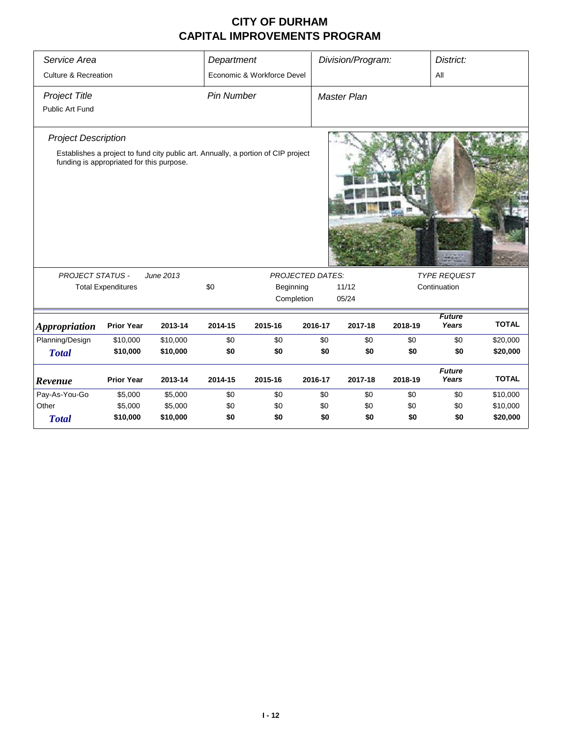# CITY OF DURHAM
# CAPITAL IMPROVEMENTS PROGRAM

| | | | |
|---|---|---|---|
| *Service Area*<br>Culture & Recreation | *Department*<br>Economic & Workforce Devel | *Division/Program:* | *District:*<br>All |
| *Project Title*<br>Public Art Fund | *Pin Number* | *Master Plan* | |

*Project Description*

Establishes a project to fund city public art. Annually, a portion of CIP project funding is appropriated for this purpose.

| | | | |
|---|---|---|---|
| *PROJECT STATUS -* *June 2013* | | *PROJECTED DATES:* | *TYPE REQUEST* |
| Total Expenditures | $0 | Beginning 11/12 | Continuation |
| | | Completion 05/24 | |

| *Appropriation* | Prior Year | 2013-14 | 2014-15 | 2015-16 | 2016-17 | 2017-18 | 2018-19 | *Future Years* | TOTAL |
|---|---|---|---|---|---|---|---|---|---|
| Planning/Design | $10,000 | $10,000 | $0 | $0 | $0 | $0 | $0 | $0 | $20,000 |
| **Total** | **$10,000** | **$10,000** | **$0** | **$0** | **$0** | **$0** | **$0** | **$0** | **$20,000** |

| *Revenue* | Prior Year | 2013-14 | 2014-15 | 2015-16 | 2016-17 | 2017-18 | 2018-19 | *Future Years* | TOTAL |
|---|---|---|---|---|---|---|---|---|---|
| Pay-As-You-Go | $5,000 | $5,000 | $0 | $0 | $0 | $0 | $0 | $0 | $10,000 |
| Other | $5,000 | $5,000 | $0 | $0 | $0 | $0 | $0 | $0 | $10,000 |
| **Total** | **$10,000** | **$10,000** | **$0** | **$0** | **$0** | **$0** | **$0** | **$0** | **$20,000** |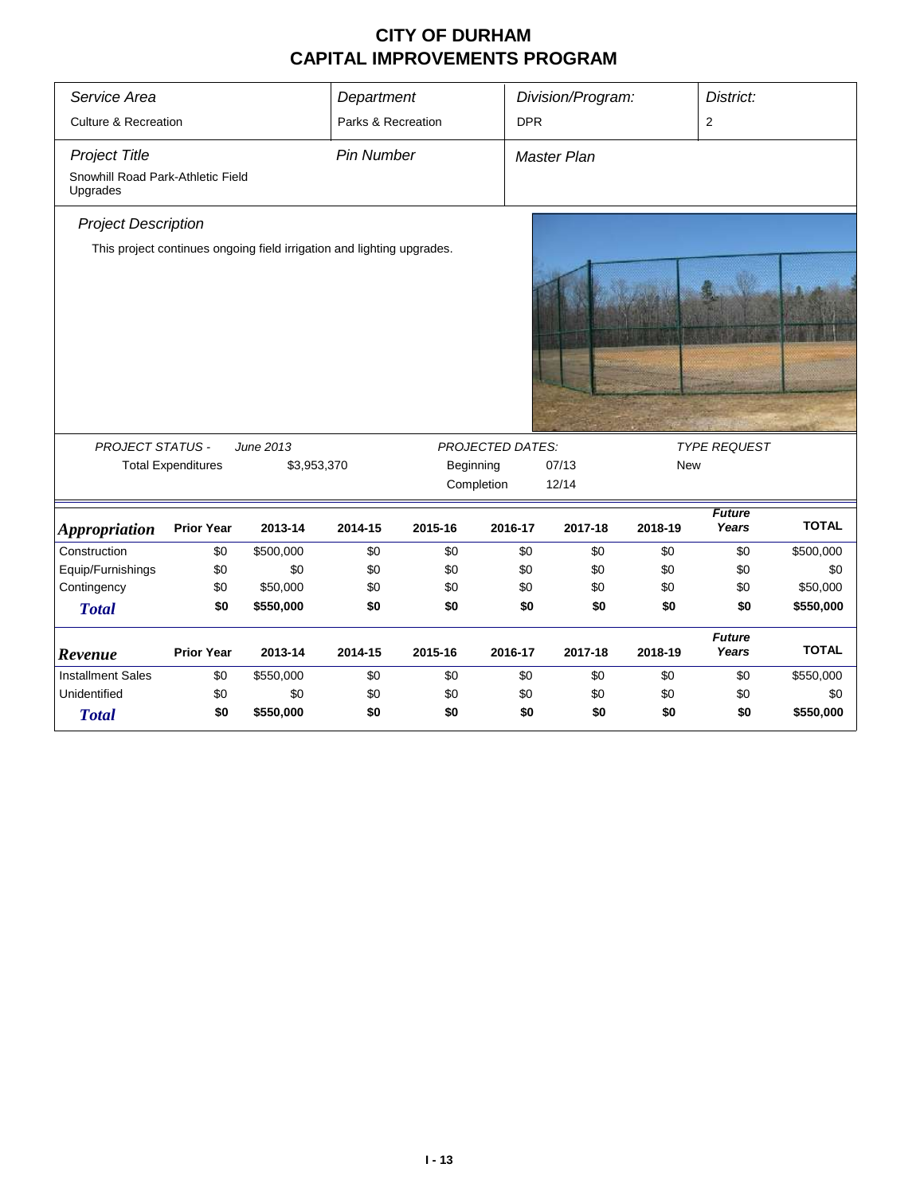# CITY OF DURHAM
# CAPITAL IMPROVEMENTS PROGRAM

| Service Area | Department | Division/Program: | District: |
|---|---|---|---|
| Culture & Recreation | Parks & Recreation | DPR | 2 |

| Project Title | Pin Number | Master Plan |
|---|---|---|
| Snowhill Road Park-Athletic Field Upgrades | | |

### Project Description

This project continues ongoing field irrigation and lighting upgrades.

| PROJECT STATUS - | June 2013 | PROJECTED DATES: | | TYPE REQUEST |
|---|---|---|---|---|
| Total Expenditures | $3,953,370 | Beginning | 07/13 | New |
| | | Completion | 12/14 | |

| *Appropriation* | Prior Year | 2013-14 | 2014-15 | 2015-16 | 2016-17 | 2017-18 | 2018-19 | Future Years | TOTAL |
|---|---|---|---|---|---|---|---|---|---|
| Construction | $0 | $500,000 | $0 | $0 | $0 | $0 | $0 | $0 | $500,000 |
| Equip/Furnishings | $0 | $0 | $0 | $0 | $0 | $0 | $0 | $0 | $0 |
| Contingency | $0 | $50,000 | $0 | $0 | $0 | $0 | $0 | $0 | $50,000 |
| ***Total*** | **$0** | **$550,000** | **$0** | **$0** | **$0** | **$0** | **$0** | **$0** | **$550,000** |

| *Revenue* | Prior Year | 2013-14 | 2014-15 | 2015-16 | 2016-17 | 2017-18 | 2018-19 | Future Years | TOTAL |
|---|---|---|---|---|---|---|---|---|---|
| Installment Sales | $0 | $550,000 | $0 | $0 | $0 | $0 | $0 | $0 | $550,000 |
| Unidentified | $0 | $0 | $0 | $0 | $0 | $0 | $0 | $0 | $0 |
| ***Total*** | **$0** | **$550,000** | **$0** | **$0** | **$0** | **$0** | **$0** | **$0** | **$550,000** |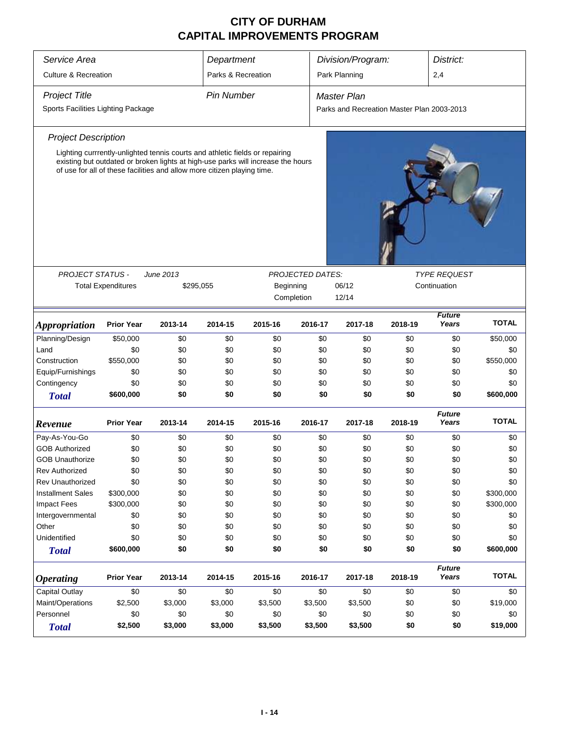# CITY OF DURHAM
# CAPITAL IMPROVEMENTS PROGRAM

| Service Area | Department | Division/Program: | District: |
|---|---|---|---|
| Culture & Recreation | Parks & Recreation | Park Planning | 2,4 |

| Project Title | Pin Number | Master Plan |
|---|---|---|
| Sports Facilities Lighting Package | | Parks and Recreation Master Plan 2003-2013 |

### Project Description

Lighting currrently-unlighted tennis courts and athletic fields or repairing existing but outdated or broken lights at high-use parks will increase the hours of use for all of these facilities and allow more citizen playing time.

| PROJECT STATUS - | June 2013 | PROJECTED DATES: | | TYPE REQUEST |
|---|---|---|---|---|
| Total Expenditures | $295,055 | Beginning | 06/12 | Continuation |
| | | Completion | 12/14 | |

| Appropriation | Prior Year | 2013-14 | 2014-15 | 2015-16 | 2016-17 | 2017-18 | 2018-19 | Future Years | TOTAL |
|---|---|---|---|---|---|---|---|---|---|
| Planning/Design | $50,000 | $0 | $0 | $0 | $0 | $0 | $0 | $0 | $50,000 |
| Land | $0 | $0 | $0 | $0 | $0 | $0 | $0 | $0 | $0 |
| Construction | $550,000 | $0 | $0 | $0 | $0 | $0 | $0 | $0 | $550,000 |
| Equip/Furnishings | $0 | $0 | $0 | $0 | $0 | $0 | $0 | $0 | $0 |
| Contingency | $0 | $0 | $0 | $0 | $0 | $0 | $0 | $0 | $0 |
| **Total** | **$600,000** | **$0** | **$0** | **$0** | **$0** | **$0** | **$0** | **$0** | **$600,000** |

| Revenue | Prior Year | 2013-14 | 2014-15 | 2015-16 | 2016-17 | 2017-18 | 2018-19 | Future Years | TOTAL |
|---|---|---|---|---|---|---|---|---|---|
| Pay-As-You-Go | $0 | $0 | $0 | $0 | $0 | $0 | $0 | $0 | $0 |
| GOB Authorized | $0 | $0 | $0 | $0 | $0 | $0 | $0 | $0 | $0 |
| GOB Unauthorize | $0 | $0 | $0 | $0 | $0 | $0 | $0 | $0 | $0 |
| Rev Authorized | $0 | $0 | $0 | $0 | $0 | $0 | $0 | $0 | $0 |
| Rev Unauthorized | $0 | $0 | $0 | $0 | $0 | $0 | $0 | $0 | $0 |
| Installment Sales | $300,000 | $0 | $0 | $0 | $0 | $0 | $0 | $0 | $300,000 |
| Impact Fees | $300,000 | $0 | $0 | $0 | $0 | $0 | $0 | $0 | $300,000 |
| Intergovernmental | $0 | $0 | $0 | $0 | $0 | $0 | $0 | $0 | $0 |
| Other | $0 | $0 | $0 | $0 | $0 | $0 | $0 | $0 | $0 |
| Unidentified | $0 | $0 | $0 | $0 | $0 | $0 | $0 | $0 | $0 |
| **Total** | **$600,000** | **$0** | **$0** | **$0** | **$0** | **$0** | **$0** | **$0** | **$600,000** |

| Operating | Prior Year | 2013-14 | 2014-15 | 2015-16 | 2016-17 | 2017-18 | 2018-19 | Future Years | TOTAL |
|---|---|---|---|---|---|---|---|---|---|
| Capital Outlay | $0 | $0 | $0 | $0 | $0 | $0 | $0 | $0 | $0 |
| Maint/Operations | $2,500 | $3,000 | $3,000 | $3,500 | $3,500 | $3,500 | $0 | $0 | $19,000 |
| Personnel | $0 | $0 | $0 | $0 | $0 | $0 | $0 | $0 | $0 |
| **Total** | **$2,500** | **$3,000** | **$3,000** | **$3,500** | **$3,500** | **$3,500** | **$0** | **$0** | **$19,000** |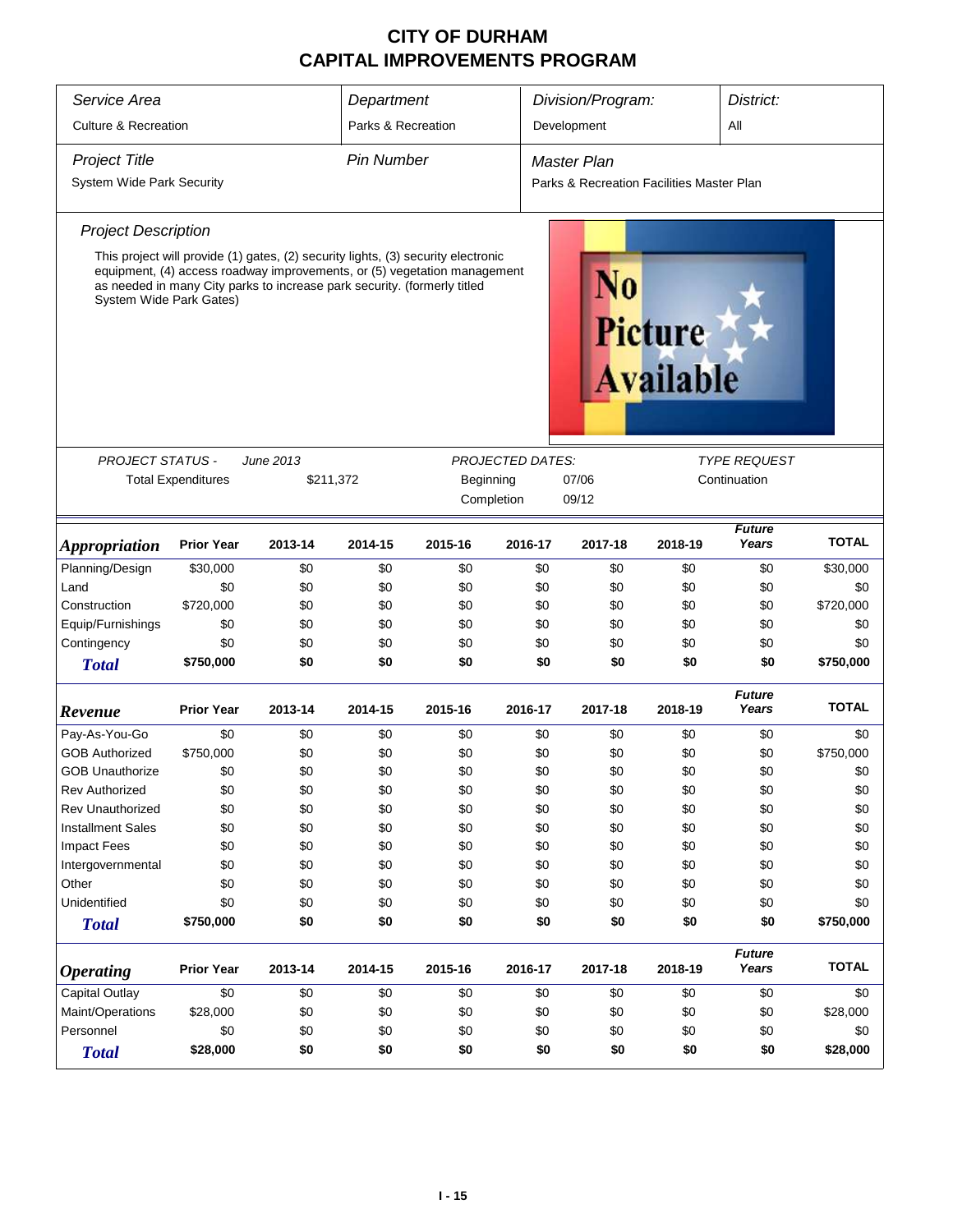# CITY OF DURHAM
# CAPITAL IMPROVEMENTS PROGRAM

| *Service Area* | *Department* | *Division/Program:* | *District:* |
|---|---|---|---|
| Culture & Recreation | Parks & Recreation | Development | All |

| *Project Title* | *Pin Number* | *Master Plan* |
|---|---|---|
| System Wide Park Security | | Parks & Recreation Facilities Master Plan |

### *Project Description*

This project will provide (1) gates, (2) security lights, (3) security electronic equipment, (4) access roadway improvements, or (5) vegetation management as needed in many City parks to increase park security. (formerly titled System Wide Park Gates)

No Picture Available

| *PROJECT STATUS -* | *June 2013* | *PROJECTED DATES:* | | *TYPE REQUEST* |
|---|---|---|---|---|
| Total Expenditures | $211,372 | Beginning | 07/06 | Continuation |
| | | Completion | 09/12 | |

| ***Appropriation*** | **Prior Year** | **2013-14** | **2014-15** | **2015-16** | **2016-17** | **2017-18** | **2018-19** | ***Future Years*** | **TOTAL** |
|---|---|---|---|---|---|---|---|---|---|
| Planning/Design | $30,000 | $0 | $0 | $0 | $0 | $0 | $0 | $0 | $30,000 |
| Land | $0 | $0 | $0 | $0 | $0 | $0 | $0 | $0 | $0 |
| Construction | $720,000 | $0 | $0 | $0 | $0 | $0 | $0 | $0 | $720,000 |
| Equip/Furnishings | $0 | $0 | $0 | $0 | $0 | $0 | $0 | $0 | $0 |
| Contingency | $0 | $0 | $0 | $0 | $0 | $0 | $0 | $0 | $0 |
| ***Total*** | **$750,000** | **$0** | **$0** | **$0** | **$0** | **$0** | **$0** | **$0** | **$750,000** |

| ***Revenue*** | **Prior Year** | **2013-14** | **2014-15** | **2015-16** | **2016-17** | **2017-18** | **2018-19** | ***Future Years*** | **TOTAL** |
|---|---|---|---|---|---|---|---|---|---|
| Pay-As-You-Go | $0 | $0 | $0 | $0 | $0 | $0 | $0 | $0 | $0 |
| GOB Authorized | $750,000 | $0 | $0 | $0 | $0 | $0 | $0 | $0 | $750,000 |
| GOB Unauthorize | $0 | $0 | $0 | $0 | $0 | $0 | $0 | $0 | $0 |
| Rev Authorized | $0 | $0 | $0 | $0 | $0 | $0 | $0 | $0 | $0 |
| Rev Unauthorized | $0 | $0 | $0 | $0 | $0 | $0 | $0 | $0 | $0 |
| Installment Sales | $0 | $0 | $0 | $0 | $0 | $0 | $0 | $0 | $0 |
| Impact Fees | $0 | $0 | $0 | $0 | $0 | $0 | $0 | $0 | $0 |
| Intergovernmental | $0 | $0 | $0 | $0 | $0 | $0 | $0 | $0 | $0 |
| Other | $0 | $0 | $0 | $0 | $0 | $0 | $0 | $0 | $0 |
| Unidentified | $0 | $0 | $0 | $0 | $0 | $0 | $0 | $0 | $0 |
| ***Total*** | **$750,000** | **$0** | **$0** | **$0** | **$0** | **$0** | **$0** | **$0** | **$750,000** |

| ***Operating*** | **Prior Year** | **2013-14** | **2014-15** | **2015-16** | **2016-17** | **2017-18** | **2018-19** | ***Future Years*** | **TOTAL** |
|---|---|---|---|---|---|---|---|---|---|
| Capital Outlay | $0 | $0 | $0 | $0 | $0 | $0 | $0 | $0 | $0 |
| Maint/Operations | $28,000 | $0 | $0 | $0 | $0 | $0 | $0 | $0 | $28,000 |
| Personnel | $0 | $0 | $0 | $0 | $0 | $0 | $0 | $0 | $0 |
| ***Total*** | **$28,000** | **$0** | **$0** | **$0** | **$0** | **$0** | **$0** | **$0** | **$28,000** |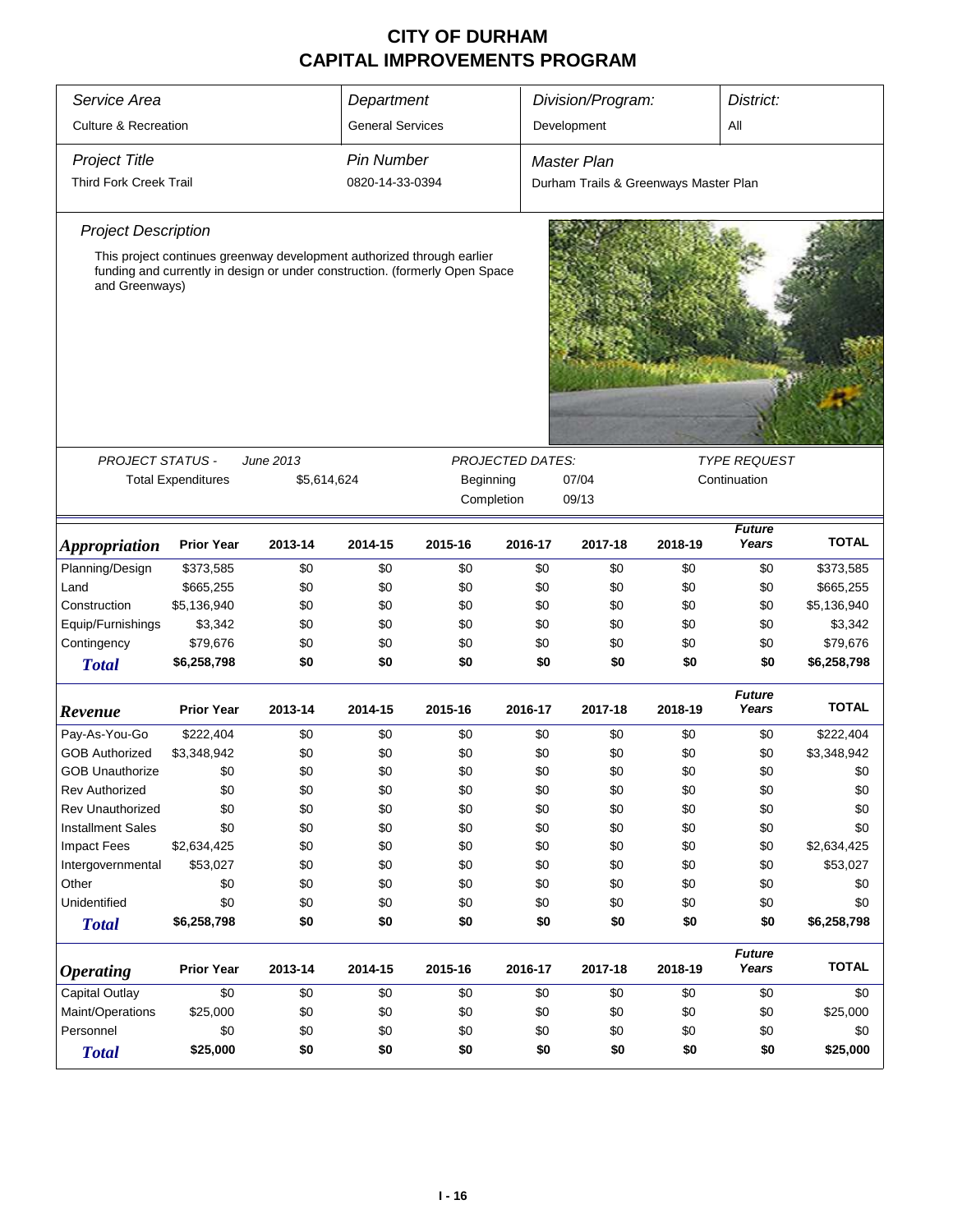# CITY OF DURHAM
# CAPITAL IMPROVEMENTS PROGRAM

| Service Area | Department | Division/Program: | District: |
|---|---|---|---|
| Culture & Recreation | General Services | Development | All |

| Project Title | Pin Number | Master Plan |
|---|---|---|
| Third Fork Creek Trail | 0820-14-33-0394 | Durham Trails & Greenways Master Plan |

### Project Description

This project continues greenway development authorized through earlier funding and currently in design or under construction. (formerly Open Space and Greenways)

| PROJECT STATUS - | June 2013 | PROJECTED DATES: | | TYPE REQUEST |
|---|---|---|---|---|
| Total Expenditures | $5,614,624 | Beginning | 07/04 | Continuation |
| | | Completion | 09/13 | |

| Appropriation | Prior Year | 2013-14 | 2014-15 | 2015-16 | 2016-17 | 2017-18 | 2018-19 | Future Years | TOTAL |
|---|---|---|---|---|---|---|---|---|---|
| Planning/Design | $373,585 | $0 | $0 | $0 | $0 | $0 | $0 | $0 | $373,585 |
| Land | $665,255 | $0 | $0 | $0 | $0 | $0 | $0 | $0 | $665,255 |
| Construction | $5,136,940 | $0 | $0 | $0 | $0 | $0 | $0 | $0 | $5,136,940 |
| Equip/Furnishings | $3,342 | $0 | $0 | $0 | $0 | $0 | $0 | $0 | $3,342 |
| Contingency | $79,676 | $0 | $0 | $0 | $0 | $0 | $0 | $0 | $79,676 |
| **Total** | **$6,258,798** | **$0** | **$0** | **$0** | **$0** | **$0** | **$0** | **$0** | **$6,258,798** |

| Revenue | Prior Year | 2013-14 | 2014-15 | 2015-16 | 2016-17 | 2017-18 | 2018-19 | Future Years | TOTAL |
|---|---|---|---|---|---|---|---|---|---|
| Pay-As-You-Go | $222,404 | $0 | $0 | $0 | $0 | $0 | $0 | $0 | $222,404 |
| GOB Authorized | $3,348,942 | $0 | $0 | $0 | $0 | $0 | $0 | $0 | $3,348,942 |
| GOB Unauthorize | $0 | $0 | $0 | $0 | $0 | $0 | $0 | $0 | $0 |
| Rev Authorized | $0 | $0 | $0 | $0 | $0 | $0 | $0 | $0 | $0 |
| Rev Unauthorized | $0 | $0 | $0 | $0 | $0 | $0 | $0 | $0 | $0 |
| Installment Sales | $0 | $0 | $0 | $0 | $0 | $0 | $0 | $0 | $0 |
| Impact Fees | $2,634,425 | $0 | $0 | $0 | $0 | $0 | $0 | $0 | $2,634,425 |
| Intergovernmental | $53,027 | $0 | $0 | $0 | $0 | $0 | $0 | $0 | $53,027 |
| Other | $0 | $0 | $0 | $0 | $0 | $0 | $0 | $0 | $0 |
| Unidentified | $0 | $0 | $0 | $0 | $0 | $0 | $0 | $0 | $0 |
| **Total** | **$6,258,798** | **$0** | **$0** | **$0** | **$0** | **$0** | **$0** | **$0** | **$6,258,798** |

| Operating | Prior Year | 2013-14 | 2014-15 | 2015-16 | 2016-17 | 2017-18 | 2018-19 | Future Years | TOTAL |
|---|---|---|---|---|---|---|---|---|---|
| Capital Outlay | $0 | $0 | $0 | $0 | $0 | $0 | $0 | $0 | $0 |
| Maint/Operations | $25,000 | $0 | $0 | $0 | $0 | $0 | $0 | $0 | $25,000 |
| Personnel | $0 | $0 | $0 | $0 | $0 | $0 | $0 | $0 | $0 |
| **Total** | **$25,000** | **$0** | **$0** | **$0** | **$0** | **$0** | **$0** | **$0** | **$25,000** |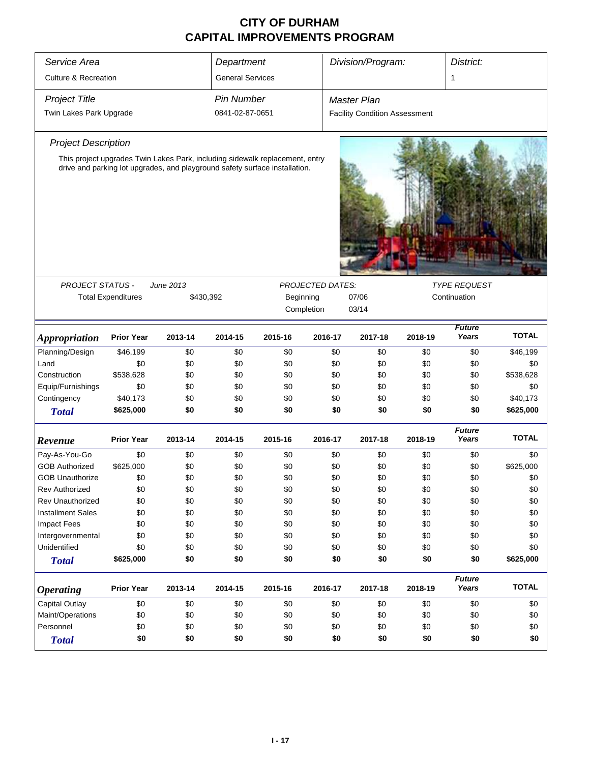# CITY OF DURHAM
# CAPITAL IMPROVEMENTS PROGRAM

| *Service Area* | *Department* | *Division/Program:* | *District:* |
|---|---|---|---|
| Culture & Recreation | General Services | | 1 |
| *Project Title* | *Pin Number* | *Master Plan* | |
| Twin Lakes Park Upgrade | 0841-02-87-0651 | Facility Condition Assessment | |

*Project Description*

This project upgrades Twin Lakes Park, including sidewalk replacement, entry drive and parking lot upgrades, and playground safety surface installation.

| *PROJECT STATUS -* | *June 2013* | *PROJECTED DATES:* | | *TYPE REQUEST* |
|---|---|---|---|---|
| Total Expenditures | $430,392 | Beginning | 07/06 | Continuation |
| | | Completion | 03/14 | |

| *Appropriation* | Prior Year | 2013-14 | 2014-15 | 2015-16 | 2016-17 | 2017-18 | 2018-19 | *Future Years* | TOTAL |
|---|---|---|---|---|---|---|---|---|---|
| Planning/Design | $46,199 | $0 | $0 | $0 | $0 | $0 | $0 | $0 | $46,199 |
| Land | $0 | $0 | $0 | $0 | $0 | $0 | $0 | $0 | $0 |
| Construction | $538,628 | $0 | $0 | $0 | $0 | $0 | $0 | $0 | $538,628 |
| Equip/Furnishings | $0 | $0 | $0 | $0 | $0 | $0 | $0 | $0 | $0 |
| Contingency | $40,173 | $0 | $0 | $0 | $0 | $0 | $0 | $0 | $40,173 |
| **Total** | **$625,000** | **$0** | **$0** | **$0** | **$0** | **$0** | **$0** | **$0** | **$625,000** |

| *Revenue* | Prior Year | 2013-14 | 2014-15 | 2015-16 | 2016-17 | 2017-18 | 2018-19 | *Future Years* | TOTAL |
|---|---|---|---|---|---|---|---|---|---|
| Pay-As-You-Go | $0 | $0 | $0 | $0 | $0 | $0 | $0 | $0 | $0 |
| GOB Authorized | $625,000 | $0 | $0 | $0 | $0 | $0 | $0 | $0 | $625,000 |
| GOB Unauthorize | $0 | $0 | $0 | $0 | $0 | $0 | $0 | $0 | $0 |
| Rev Authorized | $0 | $0 | $0 | $0 | $0 | $0 | $0 | $0 | $0 |
| Rev Unauthorized | $0 | $0 | $0 | $0 | $0 | $0 | $0 | $0 | $0 |
| Installment Sales | $0 | $0 | $0 | $0 | $0 | $0 | $0 | $0 | $0 |
| Impact Fees | $0 | $0 | $0 | $0 | $0 | $0 | $0 | $0 | $0 |
| Intergovernmental | $0 | $0 | $0 | $0 | $0 | $0 | $0 | $0 | $0 |
| Unidentified | $0 | $0 | $0 | $0 | $0 | $0 | $0 | $0 | $0 |
| **Total** | **$625,000** | **$0** | **$0** | **$0** | **$0** | **$0** | **$0** | **$0** | **$625,000** |

| *Operating* | Prior Year | 2013-14 | 2014-15 | 2015-16 | 2016-17 | 2017-18 | 2018-19 | *Future Years* | TOTAL |
|---|---|---|---|---|---|---|---|---|---|
| Capital Outlay | $0 | $0 | $0 | $0 | $0 | $0 | $0 | $0 | $0 |
| Maint/Operations | $0 | $0 | $0 | $0 | $0 | $0 | $0 | $0 | $0 |
| Personnel | $0 | $0 | $0 | $0 | $0 | $0 | $0 | $0 | $0 |
| **Total** | **$0** | **$0** | **$0** | **$0** | **$0** | **$0** | **$0** | **$0** | **$0** |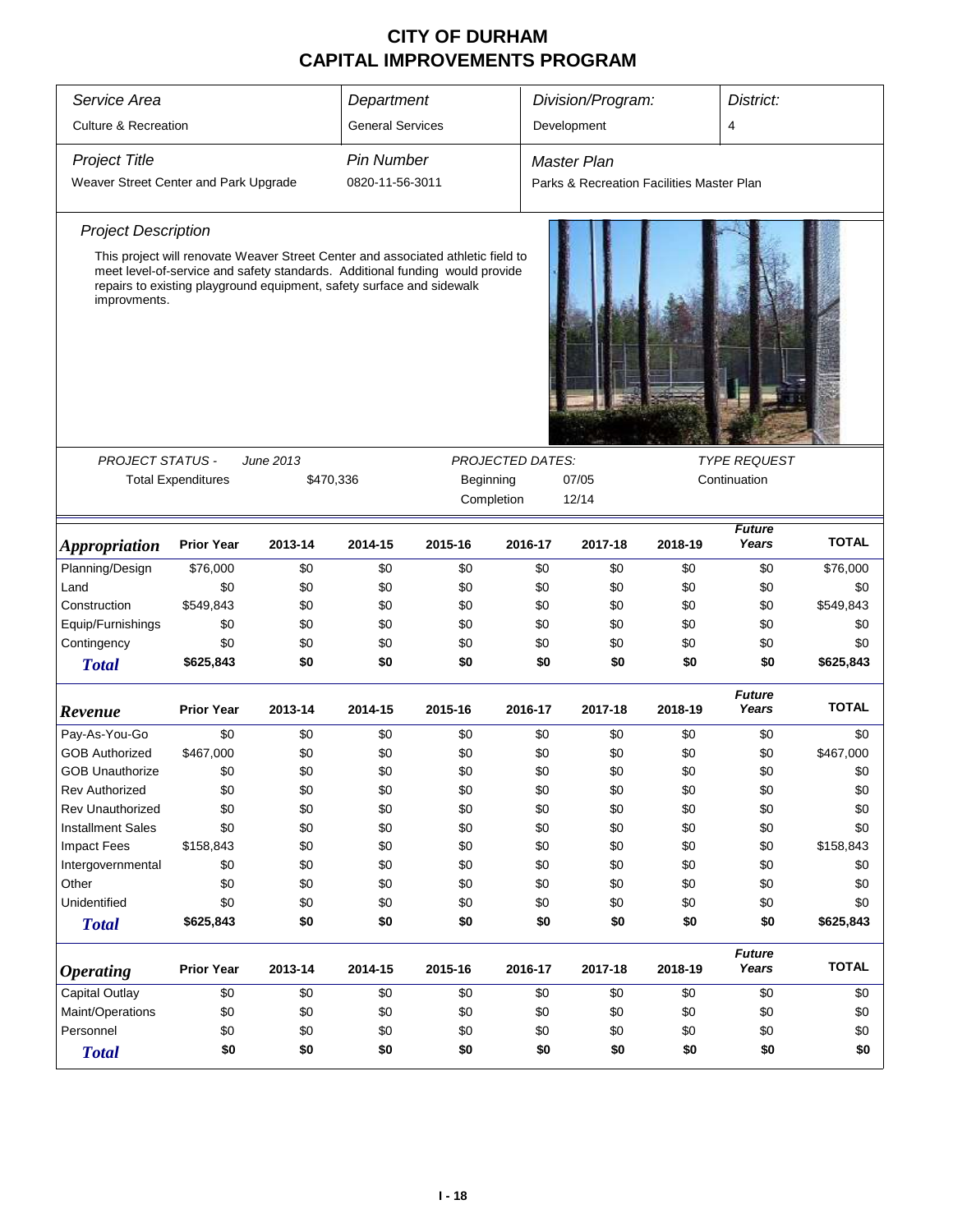# CITY OF DURHAM
# CAPITAL IMPROVEMENTS PROGRAM

| Service Area | Department | Division/Program: | District: |
|---|---|---|---|
| Culture & Recreation | General Services | Development | 4 |

| Project Title | Pin Number | Master Plan |
|---|---|---|
| Weaver Street Center and Park Upgrade | 0820-11-56-3011 | Parks & Recreation Facilities Master Plan |

### Project Description

This project will renovate Weaver Street Center and associated athletic field to meet level-of-service and safety standards. Additional funding would provide repairs to existing playground equipment, safety surface and sidewalk improvments.

| PROJECT STATUS - | June 2013 | PROJECTED DATES: | | TYPE REQUEST |
|---|---|---|---|---|
| Total Expenditures | $470,336 | Beginning | 07/05 | Continuation |
| | | Completion | 12/14 | |

| Appropriation | Prior Year | 2013-14 | 2014-15 | 2015-16 | 2016-17 | 2017-18 | 2018-19 | Future Years | TOTAL |
|---|---|---|---|---|---|---|---|---|---|
| Planning/Design | $76,000 | $0 | $0 | $0 | $0 | $0 | $0 | $0 | $76,000 |
| Land | $0 | $0 | $0 | $0 | $0 | $0 | $0 | $0 | $0 |
| Construction | $549,843 | $0 | $0 | $0 | $0 | $0 | $0 | $0 | $549,843 |
| Equip/Furnishings | $0 | $0 | $0 | $0 | $0 | $0 | $0 | $0 | $0 |
| Contingency | $0 | $0 | $0 | $0 | $0 | $0 | $0 | $0 | $0 |
| **Total** | **$625,843** | **$0** | **$0** | **$0** | **$0** | **$0** | **$0** | **$0** | **$625,843** |

| Revenue | Prior Year | 2013-14 | 2014-15 | 2015-16 | 2016-17 | 2017-18 | 2018-19 | Future Years | TOTAL |
|---|---|---|---|---|---|---|---|---|---|
| Pay-As-You-Go | $0 | $0 | $0 | $0 | $0 | $0 | $0 | $0 | $0 |
| GOB Authorized | $467,000 | $0 | $0 | $0 | $0 | $0 | $0 | $0 | $467,000 |
| GOB Unauthorize | $0 | $0 | $0 | $0 | $0 | $0 | $0 | $0 | $0 |
| Rev Authorized | $0 | $0 | $0 | $0 | $0 | $0 | $0 | $0 | $0 |
| Rev Unauthorized | $0 | $0 | $0 | $0 | $0 | $0 | $0 | $0 | $0 |
| Installment Sales | $0 | $0 | $0 | $0 | $0 | $0 | $0 | $0 | $0 |
| Impact Fees | $158,843 | $0 | $0 | $0 | $0 | $0 | $0 | $0 | $158,843 |
| Intergovernmental | $0 | $0 | $0 | $0 | $0 | $0 | $0 | $0 | $0 |
| Other | $0 | $0 | $0 | $0 | $0 | $0 | $0 | $0 | $0 |
| Unidentified | $0 | $0 | $0 | $0 | $0 | $0 | $0 | $0 | $0 |
| **Total** | **$625,843** | **$0** | **$0** | **$0** | **$0** | **$0** | **$0** | **$0** | **$625,843** |

| Operating | Prior Year | 2013-14 | 2014-15 | 2015-16 | 2016-17 | 2017-18 | 2018-19 | Future Years | TOTAL |
|---|---|---|---|---|---|---|---|---|---|
| Capital Outlay | $0 | $0 | $0 | $0 | $0 | $0 | $0 | $0 | $0 |
| Maint/Operations | $0 | $0 | $0 | $0 | $0 | $0 | $0 | $0 | $0 |
| Personnel | $0 | $0 | $0 | $0 | $0 | $0 | $0 | $0 | $0 |
| **Total** | **$0** | **$0** | **$0** | **$0** | **$0** | **$0** | **$0** | **$0** | **$0** |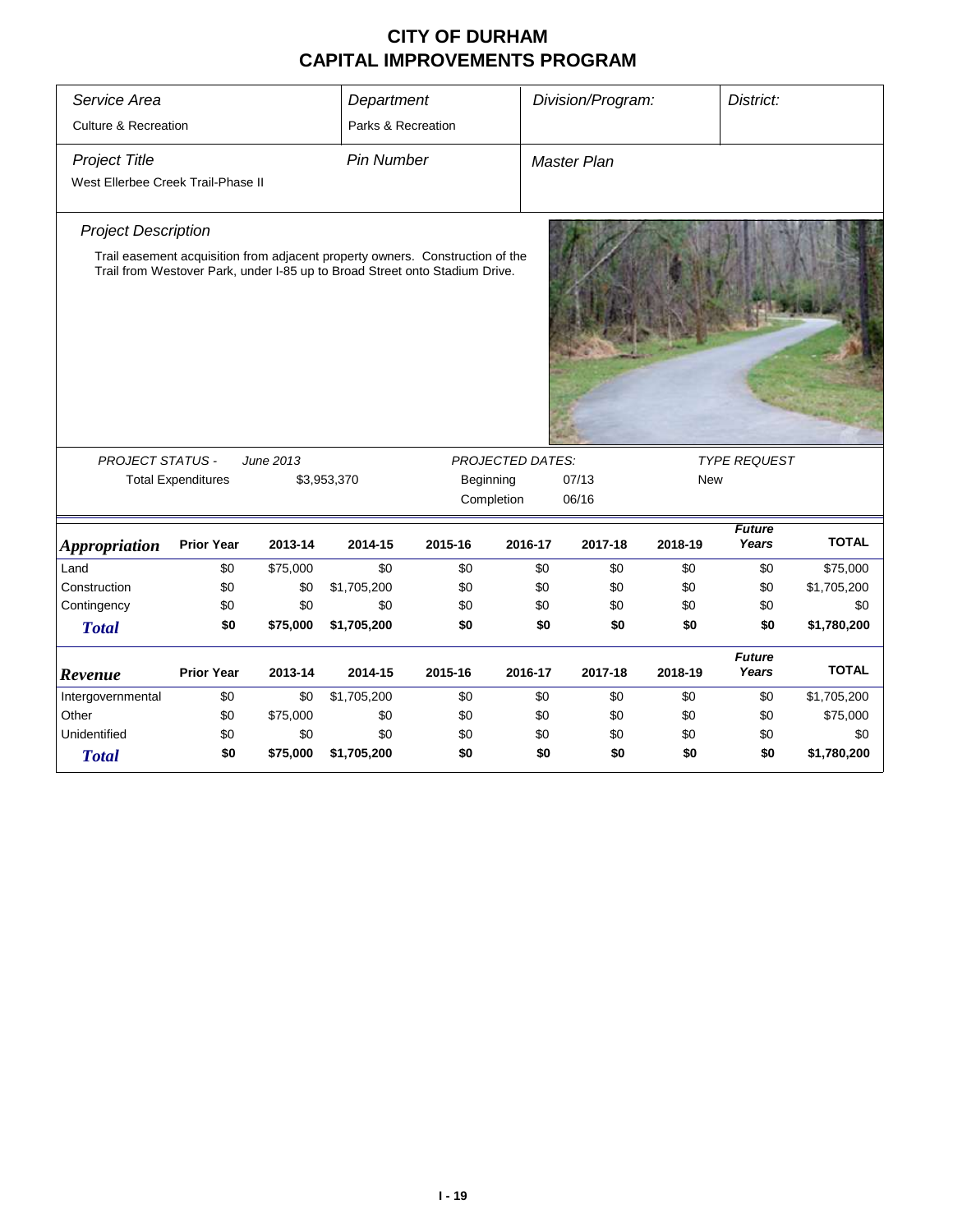# CITY OF DURHAM
# CAPITAL IMPROVEMENTS PROGRAM

| *Service Area* | *Department* | *Division/Program:* | *District:* |
|---|---|---|---|
| Culture & Recreation | Parks & Recreation | | |

| *Project Title* | *Pin Number* | *Master Plan* |
|---|---|---|
| West Ellerbee Creek Trail-Phase II | | |

### *Project Description*

Trail easement acquisition from adjacent property owners. Construction of the Trail from Westover Park, under I-85 up to Broad Street onto Stadium Drive.

| *PROJECT STATUS -* | *June 2013* | *PROJECTED DATES:* | | *TYPE REQUEST* |
|---|---|---|---|---|
| Total Expenditures | $3,953,370 | Beginning | 07/13 | New |
| | | Completion | 06/16 | |

| ***Appropriation*** | **Prior Year** | **2013-14** | **2014-15** | **2015-16** | **2016-17** | **2017-18** | **2018-19** | ***Future Years*** | **TOTAL** |
|---|---|---|---|---|---|---|---|---|---|
| Land | $0 | $75,000 | $0 | $0 | $0 | $0 | $0 | $0 | $75,000 |
| Construction | $0 | $0 | $1,705,200 | $0 | $0 | $0 | $0 | $0 | $1,705,200 |
| Contingency | $0 | $0 | $0 | $0 | $0 | $0 | $0 | $0 | $0 |
| ***Total*** | **$0** | **$75,000** | **$1,705,200** | **$0** | **$0** | **$0** | **$0** | **$0** | **$1,780,200** |

| ***Revenue*** | **Prior Year** | **2013-14** | **2014-15** | **2015-16** | **2016-17** | **2017-18** | **2018-19** | ***Future Years*** | **TOTAL** |
|---|---|---|---|---|---|---|---|---|---|
| Intergovernmental | $0 | $0 | $1,705,200 | $0 | $0 | $0 | $0 | $0 | $1,705,200 |
| Other | $0 | $75,000 | $0 | $0 | $0 | $0 | $0 | $0 | $75,000 |
| Unidentified | $0 | $0 | $0 | $0 | $0 | $0 | $0 | $0 | $0 |
| ***Total*** | **$0** | **$75,000** | **$1,705,200** | **$0** | **$0** | **$0** | **$0** | **$0** | **$1,780,200** |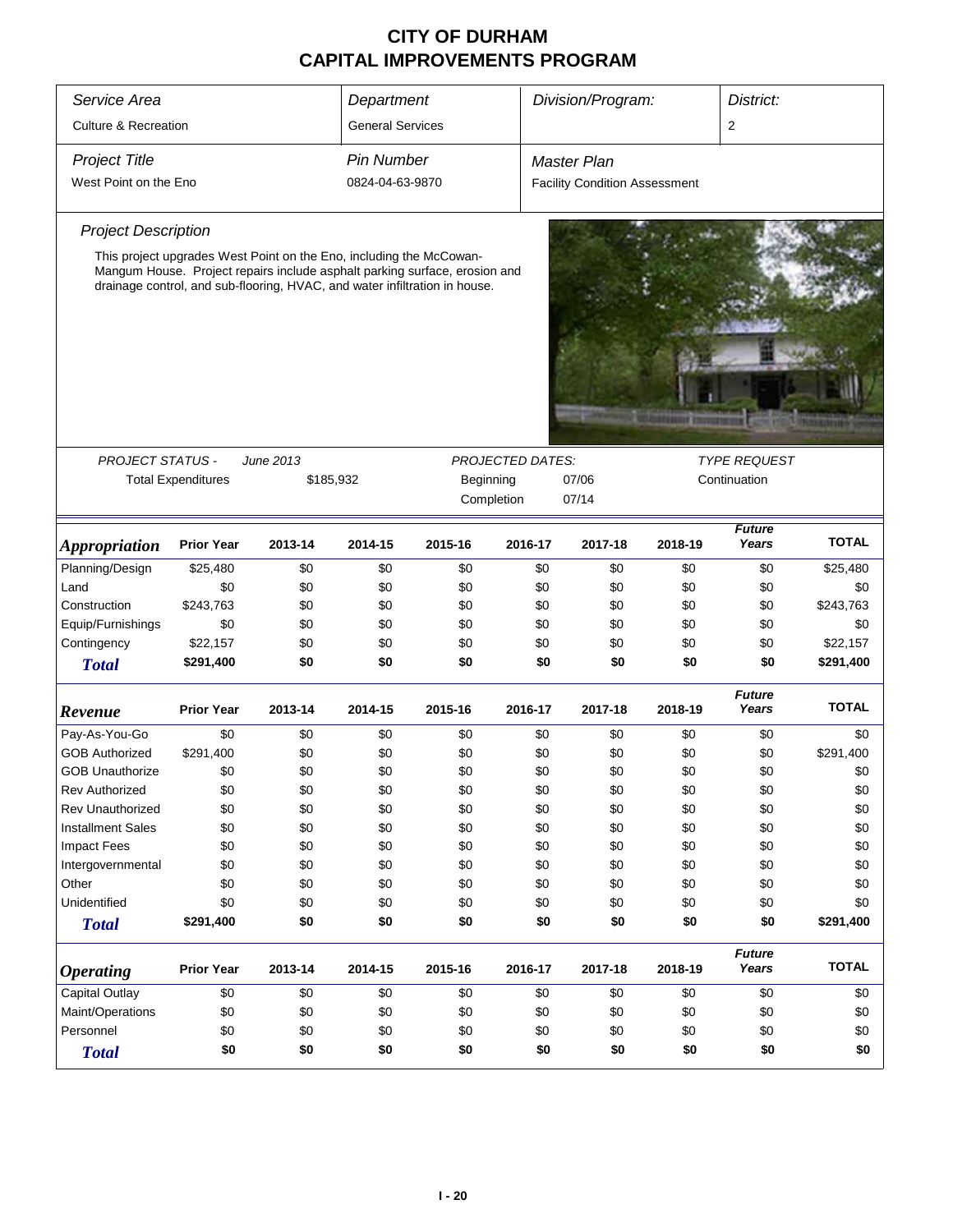# CITY OF DURHAM
# CAPITAL IMPROVEMENTS PROGRAM

| | | | |
|---|---|---|---|
| *Service Area* | *Department* | *Division/Program:* | *District:* |
| Culture & Recreation | General Services | | 2 |
| *Project Title* | *Pin Number* | *Master Plan* | |
| West Point on the Eno | 0824-04-63-9870 | Facility Condition Assessment | |

*Project Description*

This project upgrades West Point on the Eno, including the McCowan-Mangum House. Project repairs include asphalt parking surface, erosion and drainage control, and sub-flooring, HVAC, and water infiltration in house.

| | | | | | |
|---|---|---|---|---|---|
| *PROJECT STATUS -* | *June 2013* | *PROJECTED DATES:* | | *TYPE REQUEST* | |
| Total Expenditures | $185,932 | Beginning | 07/06 | Continuation | |
| | | Completion | 07/14 | | |

| *Appropriation* | Prior Year | 2013-14 | 2014-15 | 2015-16 | 2016-17 | 2017-18 | 2018-19 | *Future Years* | TOTAL |
|---|---|---|---|---|---|---|---|---|---|
| Planning/Design | $25,480 | $0 | $0 | $0 | $0 | $0 | $0 | $0 | $25,480 |
| Land | $0 | $0 | $0 | $0 | $0 | $0 | $0 | $0 | $0 |
| Construction | $243,763 | $0 | $0 | $0 | $0 | $0 | $0 | $0 | $243,763 |
| Equip/Furnishings | $0 | $0 | $0 | $0 | $0 | $0 | $0 | $0 | $0 |
| Contingency | $22,157 | $0 | $0 | $0 | $0 | $0 | $0 | $0 | $22,157 |
| ***Total*** | **$291,400** | **$0** | **$0** | **$0** | **$0** | **$0** | **$0** | **$0** | **$291,400** |

| *Revenue* | Prior Year | 2013-14 | 2014-15 | 2015-16 | 2016-17 | 2017-18 | 2018-19 | *Future Years* | TOTAL |
|---|---|---|---|---|---|---|---|---|---|
| Pay-As-You-Go | $0 | $0 | $0 | $0 | $0 | $0 | $0 | $0 | $0 |
| GOB Authorized | $291,400 | $0 | $0 | $0 | $0 | $0 | $0 | $0 | $291,400 |
| GOB Unauthorize | $0 | $0 | $0 | $0 | $0 | $0 | $0 | $0 | $0 |
| Rev Authorized | $0 | $0 | $0 | $0 | $0 | $0 | $0 | $0 | $0 |
| Rev Unauthorized | $0 | $0 | $0 | $0 | $0 | $0 | $0 | $0 | $0 |
| Installment Sales | $0 | $0 | $0 | $0 | $0 | $0 | $0 | $0 | $0 |
| Impact Fees | $0 | $0 | $0 | $0 | $0 | $0 | $0 | $0 | $0 |
| Intergovernmental | $0 | $0 | $0 | $0 | $0 | $0 | $0 | $0 | $0 |
| Other | $0 | $0 | $0 | $0 | $0 | $0 | $0 | $0 | $0 |
| Unidentified | $0 | $0 | $0 | $0 | $0 | $0 | $0 | $0 | $0 |
| ***Total*** | **$291,400** | **$0** | **$0** | **$0** | **$0** | **$0** | **$0** | **$0** | **$291,400** |

| *Operating* | Prior Year | 2013-14 | 2014-15 | 2015-16 | 2016-17 | 2017-18 | 2018-19 | *Future Years* | TOTAL |
|---|---|---|---|---|---|---|---|---|---|
| Capital Outlay | $0 | $0 | $0 | $0 | $0 | $0 | $0 | $0 | $0 |
| Maint/Operations | $0 | $0 | $0 | $0 | $0 | $0 | $0 | $0 | $0 |
| Personnel | $0 | $0 | $0 | $0 | $0 | $0 | $0 | $0 | $0 |
| ***Total*** | **$0** | **$0** | **$0** | **$0** | **$0** | **$0** | **$0** | **$0** | **$0** |